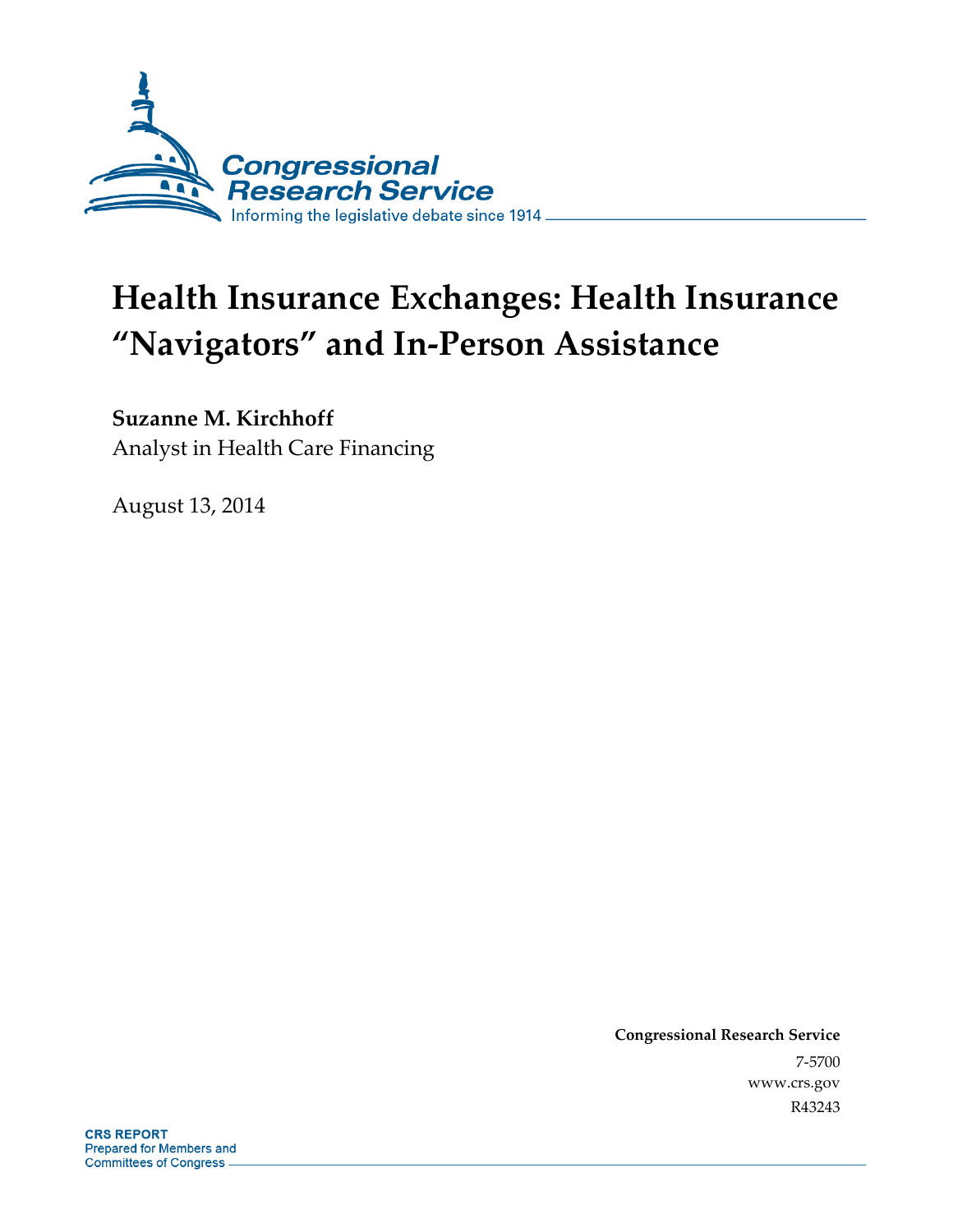Congressional Research Service

Informing the legislative debate since 1914

# Health Insurance Exchanges: Health Insurance "Navigators" and In-Person Assistance

**Suzanne M. Kirchhoff**

Analyst in Health Care Financing

August 13, 2014

**Congressional Research Service**

7-5700

www.crs.gov

R43243

**CRS REPORT**

Prepared for Members and Committees of Congress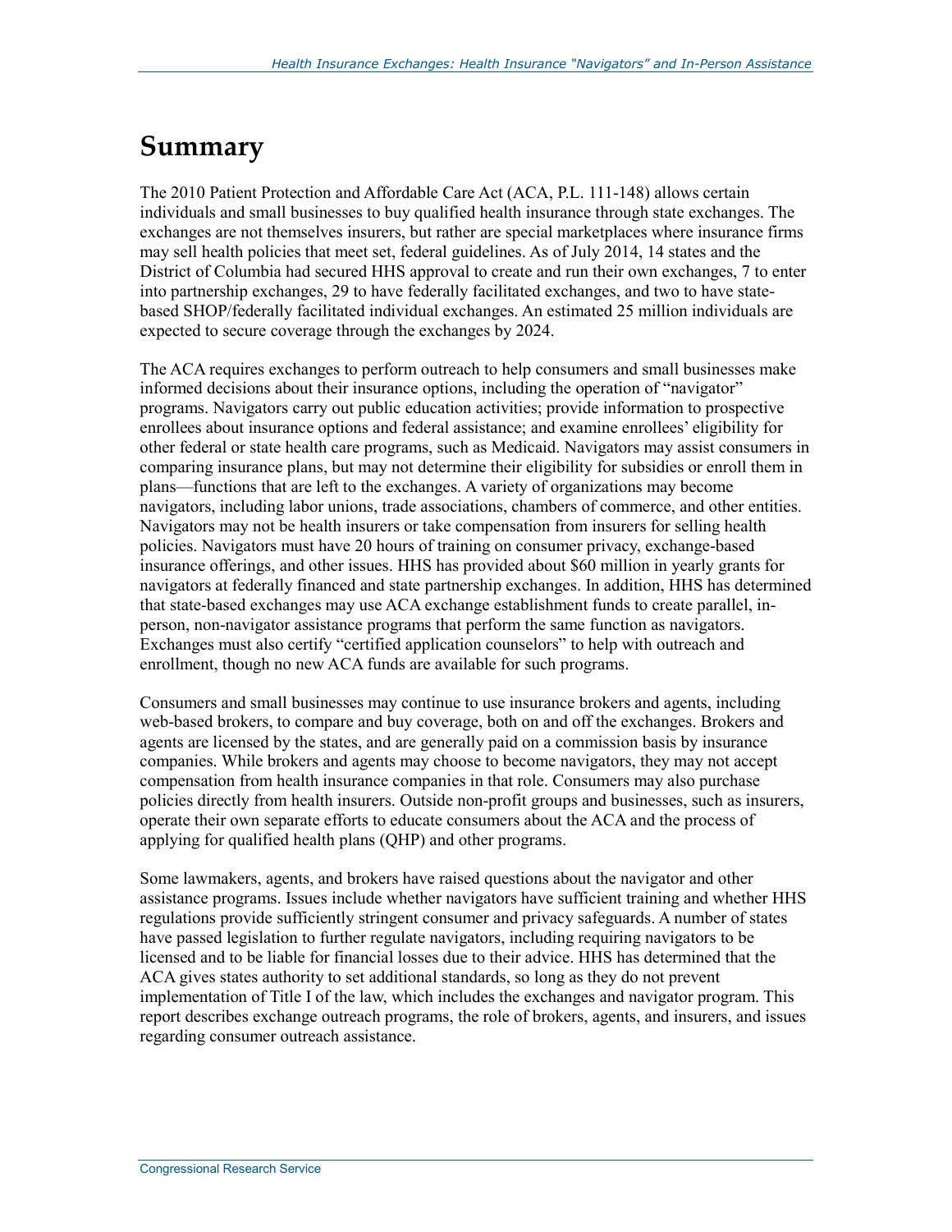# Summary

The 2010 Patient Protection and Affordable Care Act (ACA, P.L. 111-148) allows certain individuals and small businesses to buy qualified health insurance through state exchanges. The exchanges are not themselves insurers, but rather are special marketplaces where insurance firms may sell health policies that meet set, federal guidelines. As of July 2014, 14 states and the District of Columbia had secured HHS approval to create and run their own exchanges, 7 to enter into partnership exchanges, 29 to have federally facilitated exchanges, and two to have state-based SHOP/federally facilitated individual exchanges. An estimated 25 million individuals are expected to secure coverage through the exchanges by 2024.

The ACA requires exchanges to perform outreach to help consumers and small businesses make informed decisions about their insurance options, including the operation of "navigator" programs. Navigators carry out public education activities; provide information to prospective enrollees about insurance options and federal assistance; and examine enrollees' eligibility for other federal or state health care programs, such as Medicaid. Navigators may assist consumers in comparing insurance plans, but may not determine their eligibility for subsidies or enroll them in plans—functions that are left to the exchanges. A variety of organizations may become navigators, including labor unions, trade associations, chambers of commerce, and other entities. Navigators may not be health insurers or take compensation from insurers for selling health policies. Navigators must have 20 hours of training on consumer privacy, exchange-based insurance offerings, and other issues. HHS has provided about $60 million in yearly grants for navigators at federally financed and state partnership exchanges. In addition, HHS has determined that state-based exchanges may use ACA exchange establishment funds to create parallel, in-person, non-navigator assistance programs that perform the same function as navigators. Exchanges must also certify "certified application counselors" to help with outreach and enrollment, though no new ACA funds are available for such programs.

Consumers and small businesses may continue to use insurance brokers and agents, including web-based brokers, to compare and buy coverage, both on and off the exchanges. Brokers and agents are licensed by the states, and are generally paid on a commission basis by insurance companies. While brokers and agents may choose to become navigators, they may not accept compensation from health insurance companies in that role. Consumers may also purchase policies directly from health insurers. Outside non-profit groups and businesses, such as insurers, operate their own separate efforts to educate consumers about the ACA and the process of applying for qualified health plans (QHP) and other programs.

Some lawmakers, agents, and brokers have raised questions about the navigator and other assistance programs. Issues include whether navigators have sufficient training and whether HHS regulations provide sufficiently stringent consumer and privacy safeguards. A number of states have passed legislation to further regulate navigators, including requiring navigators to be licensed and to be liable for financial losses due to their advice. HHS has determined that the ACA gives states authority to set additional standards, so long as they do not prevent implementation of Title I of the law, which includes the exchanges and navigator program. This report describes exchange outreach programs, the role of brokers, agents, and insurers, and issues regarding consumer outreach assistance.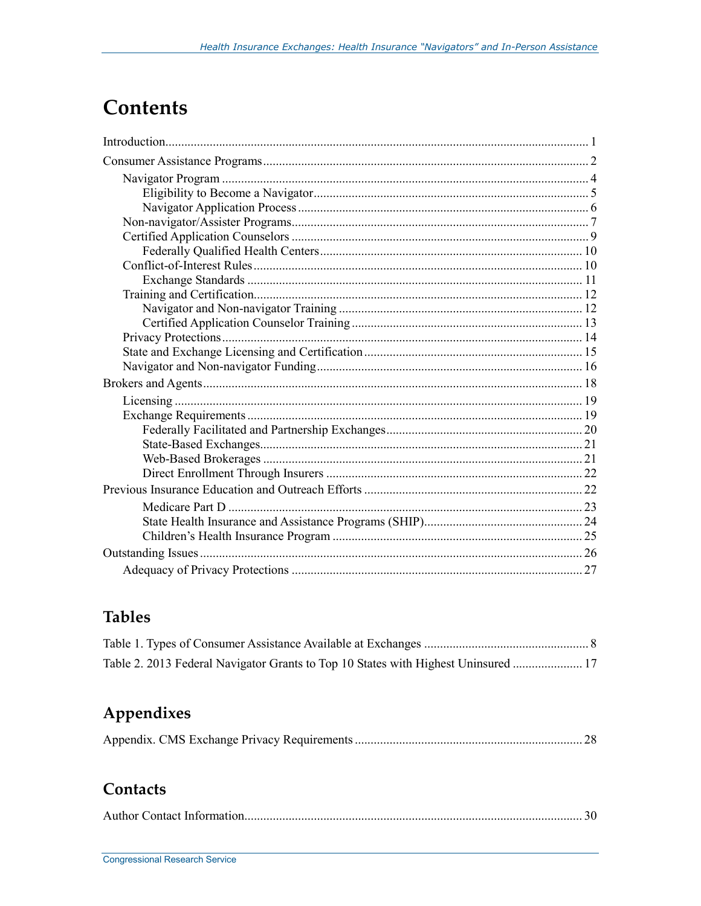# Contents

Introduction ..... 1

Consumer Assistance Programs ..... 2

- Navigator Program ..... 4
  - Eligibility to Become a Navigator ..... 5
  - Navigator Application Process ..... 6
- Non-navigator/Assister Programs ..... 7
- Certified Application Counselors ..... 9
  - Federally Qualified Health Centers ..... 10
- Conflict-of-Interest Rules ..... 10
  - Exchange Standards ..... 11
- Training and Certification ..... 12
  - Navigator and Non-navigator Training ..... 12
  - Certified Application Counselor Training ..... 13
- Privacy Protections ..... 14
- State and Exchange Licensing and Certification ..... 15
- Navigator and Non-navigator Funding ..... 16

Brokers and Agents ..... 18

- Licensing ..... 19
- Exchange Requirements ..... 19
  - Federally Facilitated and Partnership Exchanges ..... 20
  - State-Based Exchanges ..... 21
  - Web-Based Brokerages ..... 21
  - Direct Enrollment Through Insurers ..... 22

Previous Insurance Education and Outreach Efforts ..... 22

- Medicare Part D ..... 23
- State Health Insurance and Assistance Programs (SHIP) ..... 24
- Children's Health Insurance Program ..... 25

Outstanding Issues ..... 26

- Adequacy of Privacy Protections ..... 27

## Tables

Table 1. Types of Consumer Assistance Available at Exchanges ..... 8

Table 2. 2013 Federal Navigator Grants to Top 10 States with Highest Uninsured ..... 17

## Appendixes

Appendix. CMS Exchange Privacy Requirements ..... 28

## Contacts

Author Contact Information ..... 30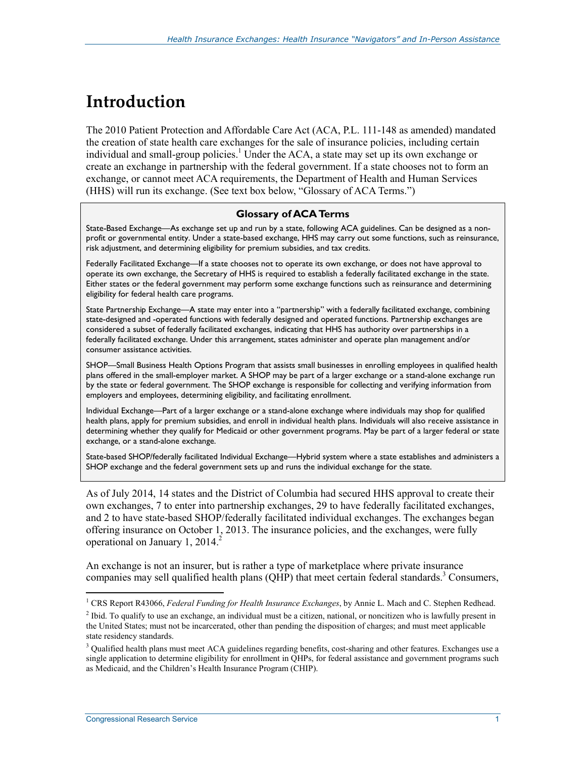# Introduction

The 2010 Patient Protection and Affordable Care Act (ACA, P.L. 111-148 as amended) mandated the creation of state health care exchanges for the sale of insurance policies, including certain individual and small-group policies.[1] Under the ACA, a state may set up its own exchange or create an exchange in partnership with the federal government. If a state chooses not to form an exchange, or cannot meet ACA requirements, the Department of Health and Human Services (HHS) will run its exchange. (See text box below, "Glossary of ACA Terms.")

> **Glossary of ACA Terms**
>
> State-Based Exchange—As exchange set up and run by a state, following ACA guidelines. Can be designed as a non-profit or governmental entity. Under a state-based exchange, HHS may carry out some functions, such as reinsurance, risk adjustment, and determining eligibility for premium subsidies, and tax credits.
>
> Federally Facilitated Exchange—If a state chooses not to operate its own exchange, or does not have approval to operate its own exchange, the Secretary of HHS is required to establish a federally facilitated exchange in the state. Either states or the federal government may perform some exchange functions such as reinsurance and determining eligibility for federal health care programs.
>
> State Partnership Exchange—A state may enter into a "partnership" with a federally facilitated exchange, combining state-designed and -operated functions with federally designed and operated functions. Partnership exchanges are considered a subset of federally facilitated exchanges, indicating that HHS has authority over partnerships in a federally facilitated exchange. Under this arrangement, states administer and operate plan management and/or consumer assistance activities.
>
> SHOP—Small Business Health Options Program that assists small businesses in enrolling employees in qualified health plans offered in the small-employer market. A SHOP may be part of a larger exchange or a stand-alone exchange run by the state or federal government. The SHOP exchange is responsible for collecting and verifying information from employers and employees, determining eligibility, and facilitating enrollment.
>
> Individual Exchange—Part of a larger exchange or a stand-alone exchange where individuals may shop for qualified health plans, apply for premium subsidies, and enroll in individual health plans. Individuals will also receive assistance in determining whether they qualify for Medicaid or other government programs. May be part of a larger federal or state exchange, or a stand-alone exchange.
>
> State-based SHOP/federally facilitated Individual Exchange—Hybrid system where a state establishes and administers a SHOP exchange and the federal government sets up and runs the individual exchange for the state.

As of July 2014, 14 states and the District of Columbia had secured HHS approval to create their own exchanges, 7 to enter into partnership exchanges, 29 to have federally facilitated exchanges, and 2 to have state-based SHOP/federally facilitated individual exchanges. The exchanges began offering insurance on October 1, 2013. The insurance policies, and the exchanges, were fully operational on January 1, 2014.[2]

An exchange is not an insurer, but is rather a type of marketplace where private insurance companies may sell qualified health plans (QHP) that meet certain federal standards.[3] Consumers,

---

[1] CRS Report R43066, *Federal Funding for Health Insurance Exchanges*, by Annie L. Mach and C. Stephen Redhead.

[2] Ibid. To qualify to use an exchange, an individual must be a citizen, national, or noncitizen who is lawfully present in the United States; must not be incarcerated, other than pending the disposition of charges; and must meet applicable state residency standards.

[3] Qualified health plans must meet ACA guidelines regarding benefits, cost-sharing and other features. Exchanges use a single application to determine eligibility for enrollment in QHPs, for federal assistance and government programs such as Medicaid, and the Children's Health Insurance Program (CHIP).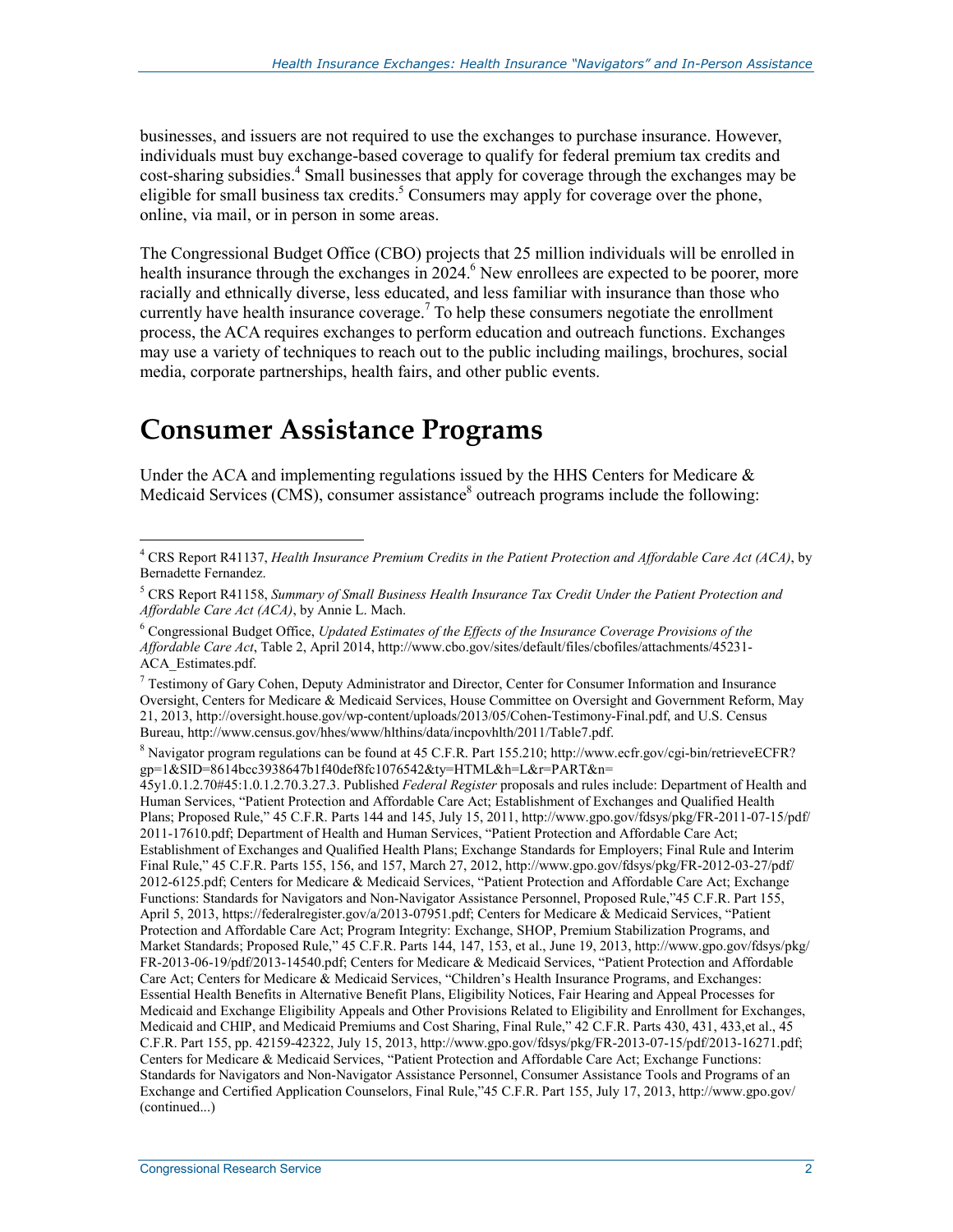businesses, and issuers are not required to use the exchanges to purchase insurance. However, individuals must buy exchange-based coverage to qualify for federal premium tax credits and cost-sharing subsidies.[4] Small businesses that apply for coverage through the exchanges may be eligible for small business tax credits.[5] Consumers may apply for coverage over the phone, online, via mail, or in person in some areas.

The Congressional Budget Office (CBO) projects that 25 million individuals will be enrolled in health insurance through the exchanges in 2024.[6] New enrollees are expected to be poorer, more racially and ethnically diverse, less educated, and less familiar with insurance than those who currently have health insurance coverage.[7] To help these consumers negotiate the enrollment process, the ACA requires exchanges to perform education and outreach functions. Exchanges may use a variety of techniques to reach out to the public including mailings, brochures, social media, corporate partnerships, health fairs, and other public events.

# Consumer Assistance Programs

Under the ACA and implementing regulations issued by the HHS Centers for Medicare & Medicaid Services (CMS), consumer assistance[8] outreach programs include the following:

---

[4] CRS Report R41137, *Health Insurance Premium Credits in the Patient Protection and Affordable Care Act (ACA)*, by Bernadette Fernandez.

[5] CRS Report R41158, *Summary of Small Business Health Insurance Tax Credit Under the Patient Protection and Affordable Care Act (ACA)*, by Annie L. Mach.

[6] Congressional Budget Office, *Updated Estimates of the Effects of the Insurance Coverage Provisions of the Affordable Care Act*, Table 2, April 2014, http://www.cbo.gov/sites/default/files/cbofiles/attachments/45231-ACA_Estimates.pdf.

[7] Testimony of Gary Cohen, Deputy Administrator and Director, Center for Consumer Information and Insurance Oversight, Centers for Medicare & Medicaid Services, House Committee on Oversight and Government Reform, May 21, 2013, http://oversight.house.gov/wp-content/uploads/2013/05/Cohen-Testimony-Final.pdf, and U.S. Census Bureau, http://www.census.gov/hhes/www/hlthins/data/incpovhlth/2011/Table7.pdf.

[8] Navigator program regulations can be found at 45 C.F.R. Part 155.210; http://www.ecfr.gov/cgi-bin/retrieveECFR?gp=1&SID=8614bcc3938647b1f40def8fc1076542&ty=HTML&h=L&r=PART&n=45y1.0.1.2.70#45:1.0.1.2.70.3.27.3. Published *Federal Register* proposals and rules include: Department of Health and Human Services, "Patient Protection and Affordable Care Act; Establishment of Exchanges and Qualified Health Plans; Proposed Rule," 45 C.F.R. Parts 144 and 145, July 15, 2011, http://www.gpo.gov/fdsys/pkg/FR-2011-07-15/pdf/2011-17610.pdf; Department of Health and Human Services, "Patient Protection and Affordable Care Act; Establishment of Exchanges and Qualified Health Plans; Exchange Standards for Employers; Final Rule and Interim Final Rule," 45 C.F.R. Parts 155, 156, and 157, March 27, 2012, http://www.gpo.gov/fdsys/pkg/FR-2012-03-27/pdf/2012-6125.pdf; Centers for Medicare & Medicaid Services, "Patient Protection and Affordable Care Act; Exchange Functions: Standards for Navigators and Non-Navigator Assistance Personnel, Proposed Rule,"45 C.F.R. Part 155, April 5, 2013, https://federalregister.gov/a/2013-07951.pdf; Centers for Medicare & Medicaid Services, "Patient Protection and Affordable Care Act; Program Integrity: Exchange, SHOP, Premium Stabilization Programs, and Market Standards; Proposed Rule," 45 C.F.R. Parts 144, 147, 153, et al., June 19, 2013, http://www.gpo.gov/fdsys/pkg/FR-2013-06-19/pdf/2013-14540.pdf; Centers for Medicare & Medicaid Services, "Patient Protection and Affordable Care Act; Centers for Medicare & Medicaid Services, "Children's Health Insurance Programs, and Exchanges: Essential Health Benefits in Alternative Benefit Plans, Eligibility Notices, Fair Hearing and Appeal Processes for Medicaid and Exchange Eligibility Appeals and Other Provisions Related to Eligibility and Enrollment for Exchanges, Medicaid and CHIP, and Medicaid Premiums and Cost Sharing, Final Rule," 42 C.F.R. Parts 430, 431, 433,et al., 45 C.F.R. Part 155, pp. 42159-42322, July 15, 2013, http://www.gpo.gov/fdsys/pkg/FR-2013-07-15/pdf/2013-16271.pdf; Centers for Medicare & Medicaid Services, "Patient Protection and Affordable Care Act; Exchange Functions: Standards for Navigators and Non-Navigator Assistance Personnel, Consumer Assistance Tools and Programs of an Exchange and Certified Application Counselors, Final Rule,"45 C.F.R. Part 155, July 17, 2013, http://www.gpo.gov/ (continued...)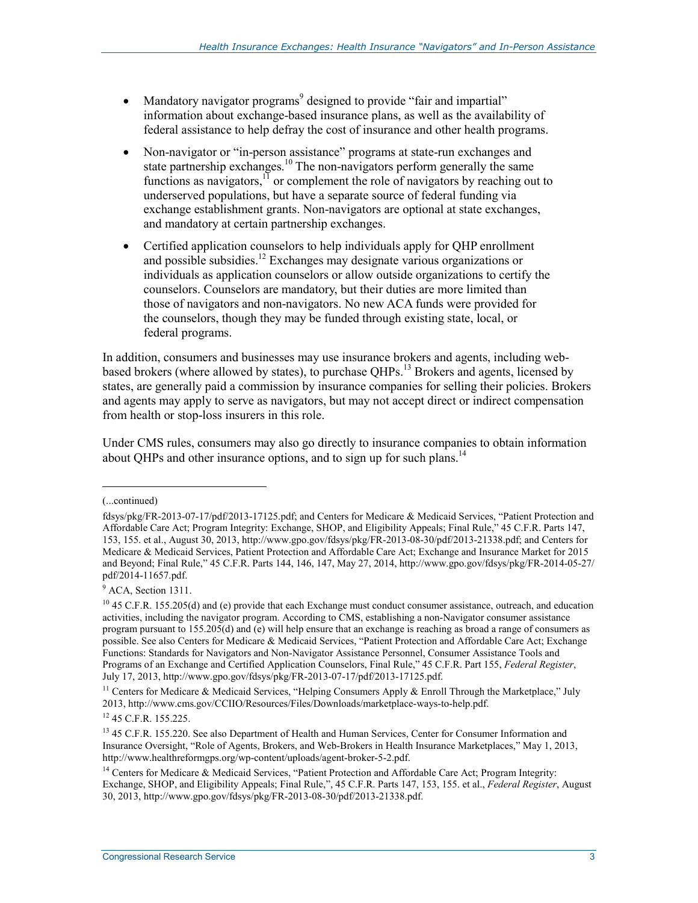- Mandatory navigator programs[9] designed to provide "fair and impartial" information about exchange-based insurance plans, as well as the availability of federal assistance to help defray the cost of insurance and other health programs.
- Non-navigator or "in-person assistance" programs at state-run exchanges and state partnership exchanges.[10] The non-navigators perform generally the same functions as navigators,[11] or complement the role of navigators by reaching out to underserved populations, but have a separate source of federal funding via exchange establishment grants. Non-navigators are optional at state exchanges, and mandatory at certain partnership exchanges.
- Certified application counselors to help individuals apply for QHP enrollment and possible subsidies.[12] Exchanges may designate various organizations or individuals as application counselors or allow outside organizations to certify the counselors. Counselors are mandatory, but their duties are more limited than those of navigators and non-navigators. No new ACA funds were provided for the counselors, though they may be funded through existing state, local, or federal programs.

In addition, consumers and businesses may use insurance brokers and agents, including web-based brokers (where allowed by states), to purchase QHPs.[13] Brokers and agents, licensed by states, are generally paid a commission by insurance companies for selling their policies. Brokers and agents may apply to serve as navigators, but may not accept direct or indirect compensation from health or stop-loss insurers in this role.

Under CMS rules, consumers may also go directly to insurance companies to obtain information about QHPs and other insurance options, and to sign up for such plans.[14]

---

(...continued)

fdsys/pkg/FR-2013-07-17/pdf/2013-17125.pdf; and Centers for Medicare & Medicaid Services, "Patient Protection and Affordable Care Act; Program Integrity: Exchange, SHOP, and Eligibility Appeals; Final Rule," 45 C.F.R. Parts 147, 153, 155. et al., August 30, 2013, http://www.gpo.gov/fdsys/pkg/FR-2013-08-30/pdf/2013-21338.pdf; and Centers for Medicare & Medicaid Services, Patient Protection and Affordable Care Act; Exchange and Insurance Market for 2015 and Beyond; Final Rule," 45 C.F.R. Parts 144, 146, 147, May 27, 2014, http://www.gpo.gov/fdsys/pkg/FR-2014-05-27/pdf/2014-11657.pdf.

[9] ACA, Section 1311.

[10] 45 C.F.R. 155.205(d) and (e) provide that each Exchange must conduct consumer assistance, outreach, and education activities, including the navigator program. According to CMS, establishing a non-Navigator consumer assistance program pursuant to 155.205(d) and (e) will help ensure that an exchange is reaching as broad a range of consumers as possible. See also Centers for Medicare & Medicaid Services, "Patient Protection and Affordable Care Act; Exchange Functions: Standards for Navigators and Non-Navigator Assistance Personnel, Consumer Assistance Tools and Programs of an Exchange and Certified Application Counselors, Final Rule," 45 C.F.R. Part 155, *Federal Register*, July 17, 2013, http://www.gpo.gov/fdsys/pkg/FR-2013-07-17/pdf/2013-17125.pdf.

[11] Centers for Medicare & Medicaid Services, "Helping Consumers Apply & Enroll Through the Marketplace," July 2013, http://www.cms.gov/CCIIO/Resources/Files/Downloads/marketplace-ways-to-help.pdf.

[12] 45 C.F.R. 155.225.

[13] 45 C.F.R. 155.220. See also Department of Health and Human Services, Center for Consumer Information and Insurance Oversight, "Role of Agents, Brokers, and Web-Brokers in Health Insurance Marketplaces," May 1, 2013, http://www.healthreformgps.org/wp-content/uploads/agent-broker-5-2.pdf.

[14] Centers for Medicare & Medicaid Services, "Patient Protection and Affordable Care Act; Program Integrity: Exchange, SHOP, and Eligibility Appeals; Final Rule,", 45 C.F.R. Parts 147, 153, 155. et al., *Federal Register*, August 30, 2013, http://www.gpo.gov/fdsys/pkg/FR-2013-08-30/pdf/2013-21338.pdf.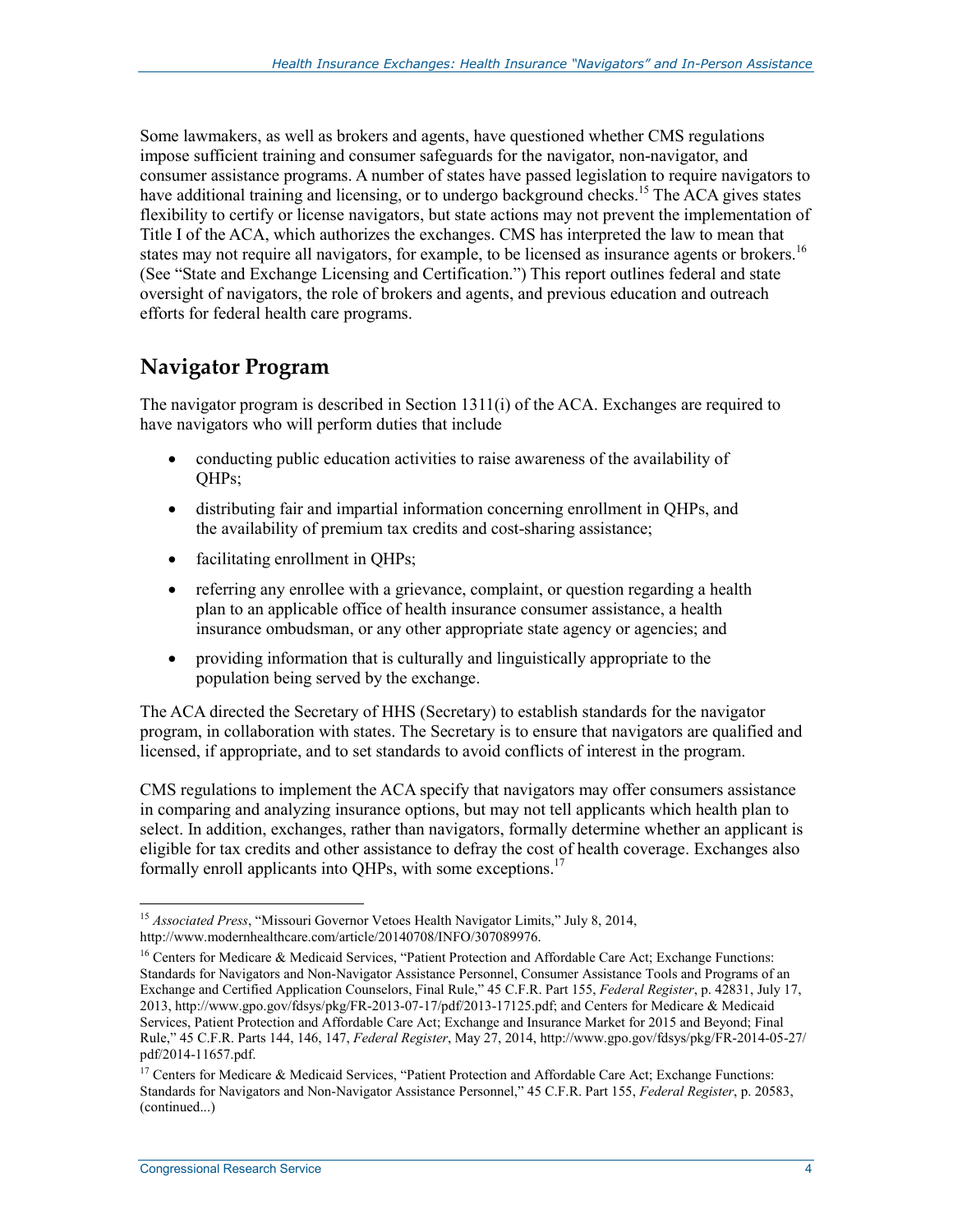Some lawmakers, as well as brokers and agents, have questioned whether CMS regulations impose sufficient training and consumer safeguards for the navigator, non-navigator, and consumer assistance programs. A number of states have passed legislation to require navigators to have additional training and licensing, or to undergo background checks.[15] The ACA gives states flexibility to certify or license navigators, but state actions may not prevent the implementation of Title I of the ACA, which authorizes the exchanges. CMS has interpreted the law to mean that states may not require all navigators, for example, to be licensed as insurance agents or brokers.[16] (See "State and Exchange Licensing and Certification.") This report outlines federal and state oversight of navigators, the role of brokers and agents, and previous education and outreach efforts for federal health care programs.

## Navigator Program

The navigator program is described in Section 1311(i) of the ACA. Exchanges are required to have navigators who will perform duties that include

- conducting public education activities to raise awareness of the availability of QHPs;
- distributing fair and impartial information concerning enrollment in QHPs, and the availability of premium tax credits and cost-sharing assistance;
- facilitating enrollment in QHPs;
- referring any enrollee with a grievance, complaint, or question regarding a health plan to an applicable office of health insurance consumer assistance, a health insurance ombudsman, or any other appropriate state agency or agencies; and
- providing information that is culturally and linguistically appropriate to the population being served by the exchange.

The ACA directed the Secretary of HHS (Secretary) to establish standards for the navigator program, in collaboration with states. The Secretary is to ensure that navigators are qualified and licensed, if appropriate, and to set standards to avoid conflicts of interest in the program.

CMS regulations to implement the ACA specify that navigators may offer consumers assistance in comparing and analyzing insurance options, but may not tell applicants which health plan to select. In addition, exchanges, rather than navigators, formally determine whether an applicant is eligible for tax credits and other assistance to defray the cost of health coverage. Exchanges also formally enroll applicants into QHPs, with some exceptions.[17]

---

[15] *Associated Press*, "Missouri Governor Vetoes Health Navigator Limits," July 8, 2014, http://www.modernhealthcare.com/article/20140708/INFO/307089976.

[16] Centers for Medicare & Medicaid Services, "Patient Protection and Affordable Care Act; Exchange Functions: Standards for Navigators and Non-Navigator Assistance Personnel, Consumer Assistance Tools and Programs of an Exchange and Certified Application Counselors, Final Rule," 45 C.F.R. Part 155, *Federal Register*, p. 42831, July 17, 2013, http://www.gpo.gov/fdsys/pkg/FR-2013-07-17/pdf/2013-17125.pdf; and Centers for Medicare & Medicaid Services, Patient Protection and Affordable Care Act; Exchange and Insurance Market for 2015 and Beyond; Final Rule," 45 C.F.R. Parts 144, 146, 147, *Federal Register*, May 27, 2014, http://www.gpo.gov/fdsys/pkg/FR-2014-05-27/pdf/2014-11657.pdf.

[17] Centers for Medicare & Medicaid Services, "Patient Protection and Affordable Care Act; Exchange Functions: Standards for Navigators and Non-Navigator Assistance Personnel," 45 C.F.R. Part 155, *Federal Register*, p. 20583, (continued...)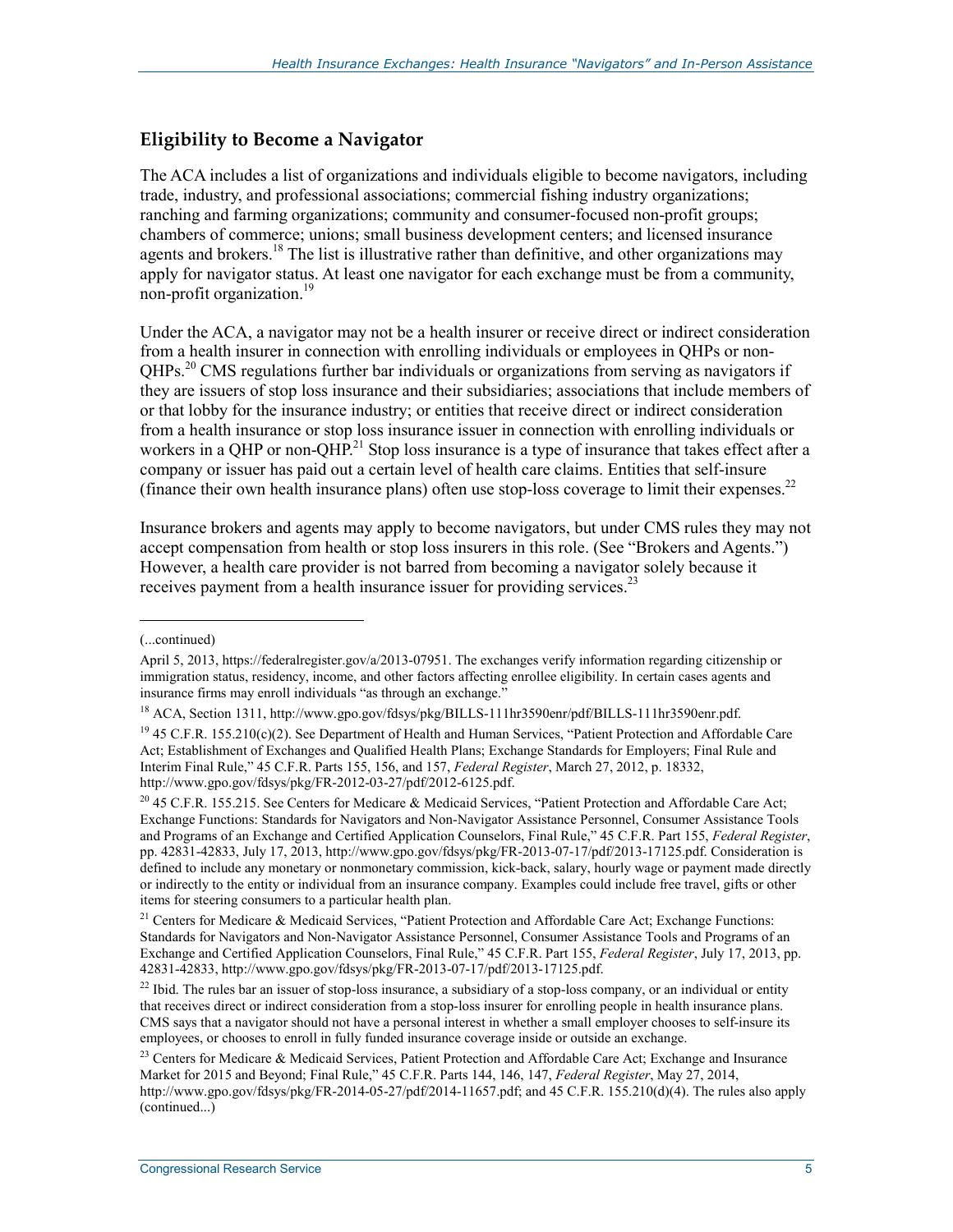## Eligibility to Become a Navigator

The ACA includes a list of organizations and individuals eligible to become navigators, including trade, industry, and professional associations; commercial fishing industry organizations; ranching and farming organizations; community and consumer-focused non-profit groups; chambers of commerce; unions; small business development centers; and licensed insurance agents and brokers.[18] The list is illustrative rather than definitive, and other organizations may apply for navigator status. At least one navigator for each exchange must be from a community, non-profit organization.[19]

Under the ACA, a navigator may not be a health insurer or receive direct or indirect consideration from a health insurer in connection with enrolling individuals or employees in QHPs or non-QHPs.[20] CMS regulations further bar individuals or organizations from serving as navigators if they are issuers of stop loss insurance and their subsidiaries; associations that include members of or that lobby for the insurance industry; or entities that receive direct or indirect consideration from a health insurance or stop loss insurance issuer in connection with enrolling individuals or workers in a QHP or non-QHP.[21] Stop loss insurance is a type of insurance that takes effect after a company or issuer has paid out a certain level of health care claims. Entities that self-insure (finance their own health insurance plans) often use stop-loss coverage to limit their expenses.[22]

Insurance brokers and agents may apply to become navigators, but under CMS rules they may not accept compensation from health or stop loss insurers in this role. (See "Brokers and Agents.") However, a health care provider is not barred from becoming a navigator solely because it receives payment from a health insurance issuer for providing services.[23]

---

(...continued)

April 5, 2013, https://federalregister.gov/a/2013-07951. The exchanges verify information regarding citizenship or immigration status, residency, income, and other factors affecting enrollee eligibility. In certain cases agents and insurance firms may enroll individuals "as through an exchange."

[18] ACA, Section 1311, http://www.gpo.gov/fdsys/pkg/BILLS-111hr3590enr/pdf/BILLS-111hr3590enr.pdf.

[19] 45 C.F.R. 155.210(c)(2). See Department of Health and Human Services, "Patient Protection and Affordable Care Act; Establishment of Exchanges and Qualified Health Plans; Exchange Standards for Employers; Final Rule and Interim Final Rule," 45 C.F.R. Parts 155, 156, and 157, *Federal Register*, March 27, 2012, p. 18332, http://www.gpo.gov/fdsys/pkg/FR-2012-03-27/pdf/2012-6125.pdf.

[20] 45 C.F.R. 155.215. See Centers for Medicare & Medicaid Services, "Patient Protection and Affordable Care Act; Exchange Functions: Standards for Navigators and Non-Navigator Assistance Personnel, Consumer Assistance Tools and Programs of an Exchange and Certified Application Counselors, Final Rule," 45 C.F.R. Part 155, *Federal Register*, pp. 42831-42833, July 17, 2013, http://www.gpo.gov/fdsys/pkg/FR-2013-07-17/pdf/2013-17125.pdf. Consideration is defined to include any monetary or nonmonetary commission, kick-back, salary, hourly wage or payment made directly or indirectly to the entity or individual from an insurance company. Examples could include free travel, gifts or other items for steering consumers to a particular health plan.

[21] Centers for Medicare & Medicaid Services, "Patient Protection and Affordable Care Act; Exchange Functions: Standards for Navigators and Non-Navigator Assistance Personnel, Consumer Assistance Tools and Programs of an Exchange and Certified Application Counselors, Final Rule," 45 C.F.R. Part 155, *Federal Register*, July 17, 2013, pp. 42831-42833, http://www.gpo.gov/fdsys/pkg/FR-2013-07-17/pdf/2013-17125.pdf.

[22] Ibid. The rules bar an issuer of stop-loss insurance, a subsidiary of a stop-loss company, or an individual or entity that receives direct or indirect consideration from a stop-loss insurer for enrolling people in health insurance plans. CMS says that a navigator should not have a personal interest in whether a small employer chooses to self-insure its employees, or chooses to enroll in fully funded insurance coverage inside or outside an exchange.

[23] Centers for Medicare & Medicaid Services, Patient Protection and Affordable Care Act; Exchange and Insurance Market for 2015 and Beyond; Final Rule," 45 C.F.R. Parts 144, 146, 147, *Federal Register*, May 27, 2014, http://www.gpo.gov/fdsys/pkg/FR-2014-05-27/pdf/2014-11657.pdf; and 45 C.F.R. 155.210(d)(4). The rules also apply (continued...)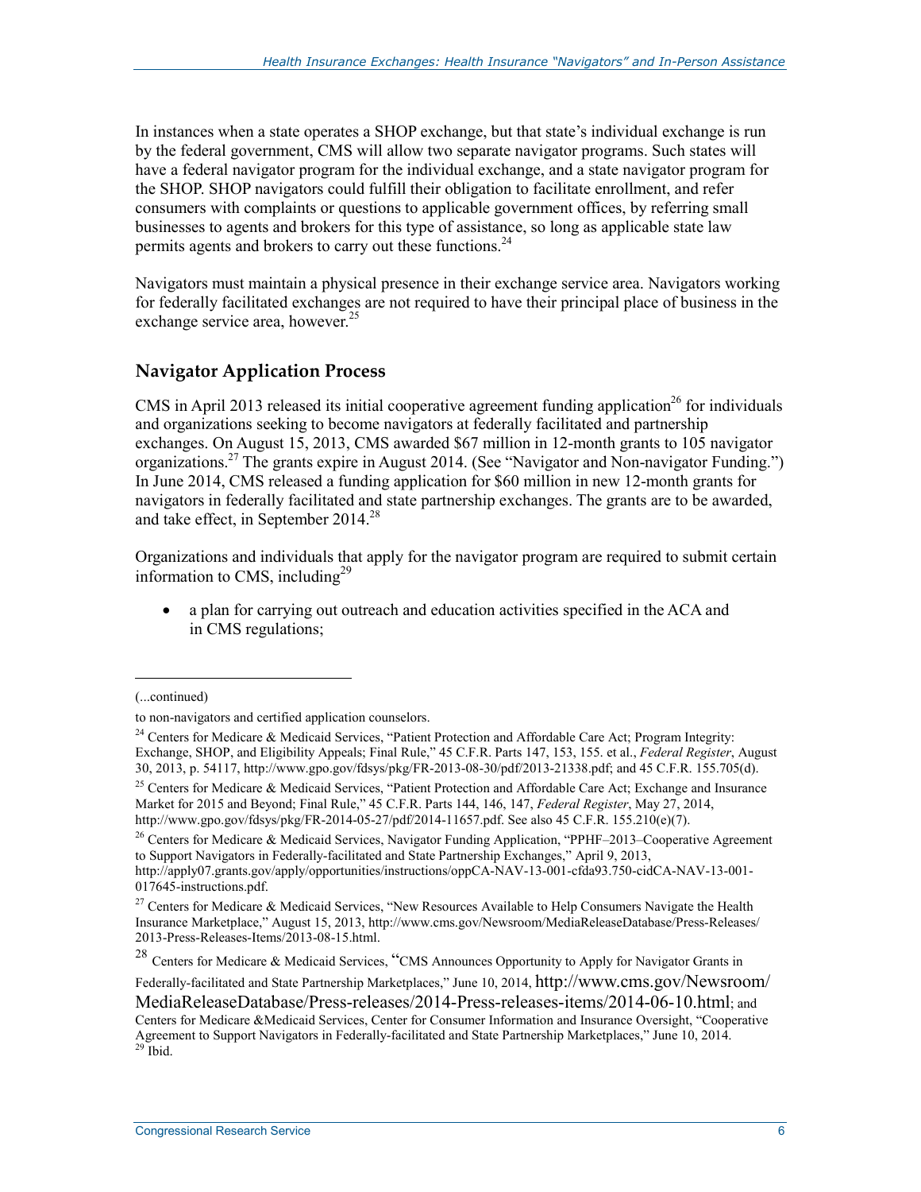In instances when a state operates a SHOP exchange, but that state's individual exchange is run by the federal government, CMS will allow two separate navigator programs. Such states will have a federal navigator program for the individual exchange, and a state navigator program for the SHOP. SHOP navigators could fulfill their obligation to facilitate enrollment, and refer consumers with complaints or questions to applicable government offices, by referring small businesses to agents and brokers for this type of assistance, so long as applicable state law permits agents and brokers to carry out these functions.[24]

Navigators must maintain a physical presence in their exchange service area. Navigators working for federally facilitated exchanges are not required to have their principal place of business in the exchange service area, however.[25]

## Navigator Application Process

CMS in April 2013 released its initial cooperative agreement funding application[26] for individuals and organizations seeking to become navigators at federally facilitated and partnership exchanges. On August 15, 2013, CMS awarded $67 million in 12-month grants to 105 navigator organizations.[27] The grants expire in August 2014. (See "Navigator and Non-navigator Funding.") In June 2014, CMS released a funding application for $60 million in new 12-month grants for navigators in federally facilitated and state partnership exchanges. The grants are to be awarded, and take effect, in September 2014.[28]

Organizations and individuals that apply for the navigator program are required to submit certain information to CMS, including[29]

- a plan for carrying out outreach and education activities specified in the ACA and in CMS regulations;

---

(...continued)

to non-navigators and certified application counselors.

[24] Centers for Medicare & Medicaid Services, "Patient Protection and Affordable Care Act; Program Integrity: Exchange, SHOP, and Eligibility Appeals; Final Rule," 45 C.F.R. Parts 147, 153, 155. et al., *Federal Register*, August 30, 2013, p. 54117, http://www.gpo.gov/fdsys/pkg/FR-2013-08-30/pdf/2013-21338.pdf; and 45 C.F.R. 155.705(d).

[25] Centers for Medicare & Medicaid Services, "Patient Protection and Affordable Care Act; Exchange and Insurance Market for 2015 and Beyond; Final Rule," 45 C.F.R. Parts 144, 146, 147, *Federal Register*, May 27, 2014, http://www.gpo.gov/fdsys/pkg/FR-2014-05-27/pdf/2014-11657.pdf. See also 45 C.F.R. 155.210(e)(7).

[26] Centers for Medicare & Medicaid Services, Navigator Funding Application, "PPHF–2013–Cooperative Agreement to Support Navigators in Federally-facilitated and State Partnership Exchanges," April 9, 2013, http://apply07.grants.gov/apply/opportunities/instructions/oppCA-NAV-13-001-cfda93.750-cidCA-NAV-13-001-017645-instructions.pdf.

[27] Centers for Medicare & Medicaid Services, "New Resources Available to Help Consumers Navigate the Health Insurance Marketplace," August 15, 2013, http://www.cms.gov/Newsroom/MediaReleaseDatabase/Press-Releases/2013-Press-Releases-Items/2013-08-15.html.

[28] Centers for Medicare & Medicaid Services, "CMS Announces Opportunity to Apply for Navigator Grants in Federally-facilitated and State Partnership Marketplaces," June 10, 2014, http://www.cms.gov/Newsroom/MediaReleaseDatabase/Press-releases/2014-Press-releases-items/2014-06-10.html; and Centers for Medicare &Medicaid Services, Center for Consumer Information and Insurance Oversight, "Cooperative Agreement to Support Navigators in Federally-facilitated and State Partnership Marketplaces," June 10, 2014.

[29] Ibid.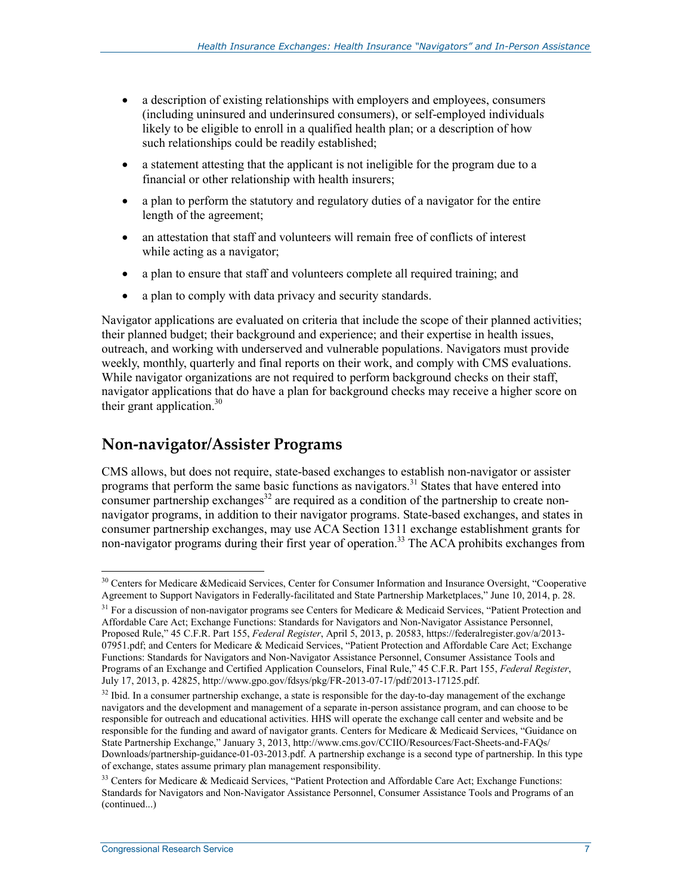- a description of existing relationships with employers and employees, consumers (including uninsured and underinsured consumers), or self-employed individuals likely to be eligible to enroll in a qualified health plan; or a description of how such relationships could be readily established;
- a statement attesting that the applicant is not ineligible for the program due to a financial or other relationship with health insurers;
- a plan to perform the statutory and regulatory duties of a navigator for the entire length of the agreement;
- an attestation that staff and volunteers will remain free of conflicts of interest while acting as a navigator;
- a plan to ensure that staff and volunteers complete all required training; and
- a plan to comply with data privacy and security standards.

Navigator applications are evaluated on criteria that include the scope of their planned activities; their planned budget; their background and experience; and their expertise in health issues, outreach, and working with underserved and vulnerable populations. Navigators must provide weekly, monthly, quarterly and final reports on their work, and comply with CMS evaluations. While navigator organizations are not required to perform background checks on their staff, navigator applications that do have a plan for background checks may receive a higher score on their grant application.[30]

## Non-navigator/Assister Programs

CMS allows, but does not require, state-based exchanges to establish non-navigator or assister programs that perform the same basic functions as navigators.[31] States that have entered into consumer partnership exchanges[32] are required as a condition of the partnership to create non-navigator programs, in addition to their navigator programs. State-based exchanges, and states in consumer partnership exchanges, may use ACA Section 1311 exchange establishment grants for non-navigator programs during their first year of operation.[33] The ACA prohibits exchanges from

---

[30] Centers for Medicare &Medicaid Services, Center for Consumer Information and Insurance Oversight, "Cooperative Agreement to Support Navigators in Federally-facilitated and State Partnership Marketplaces," June 10, 2014, p. 28.

[31] For a discussion of non-navigator programs see Centers for Medicare & Medicaid Services, "Patient Protection and Affordable Care Act; Exchange Functions: Standards for Navigators and Non-Navigator Assistance Personnel, Proposed Rule," 45 C.F.R. Part 155, *Federal Register*, April 5, 2013, p. 20583, https://federalregister.gov/a/2013-07951.pdf; and Centers for Medicare & Medicaid Services, "Patient Protection and Affordable Care Act; Exchange Functions: Standards for Navigators and Non-Navigator Assistance Personnel, Consumer Assistance Tools and Programs of an Exchange and Certified Application Counselors, Final Rule," 45 C.F.R. Part 155, *Federal Register*, July 17, 2013, p. 42825, http://www.gpo.gov/fdsys/pkg/FR-2013-07-17/pdf/2013-17125.pdf.

[32] Ibid. In a consumer partnership exchange, a state is responsible for the day-to-day management of the exchange navigators and the development and management of a separate in-person assistance program, and can choose to be responsible for outreach and educational activities. HHS will operate the exchange call center and website and be responsible for the funding and award of navigator grants. Centers for Medicare & Medicaid Services, "Guidance on State Partnership Exchange," January 3, 2013, http://www.cms.gov/CCIIO/Resources/Fact-Sheets-and-FAQs/Downloads/partnership-guidance-01-03-2013.pdf. A partnership exchange is a second type of partnership. In this type of exchange, states assume primary plan management responsibility.

[33] Centers for Medicare & Medicaid Services, "Patient Protection and Affordable Care Act; Exchange Functions: Standards for Navigators and Non-Navigator Assistance Personnel, Consumer Assistance Tools and Programs of an (continued...)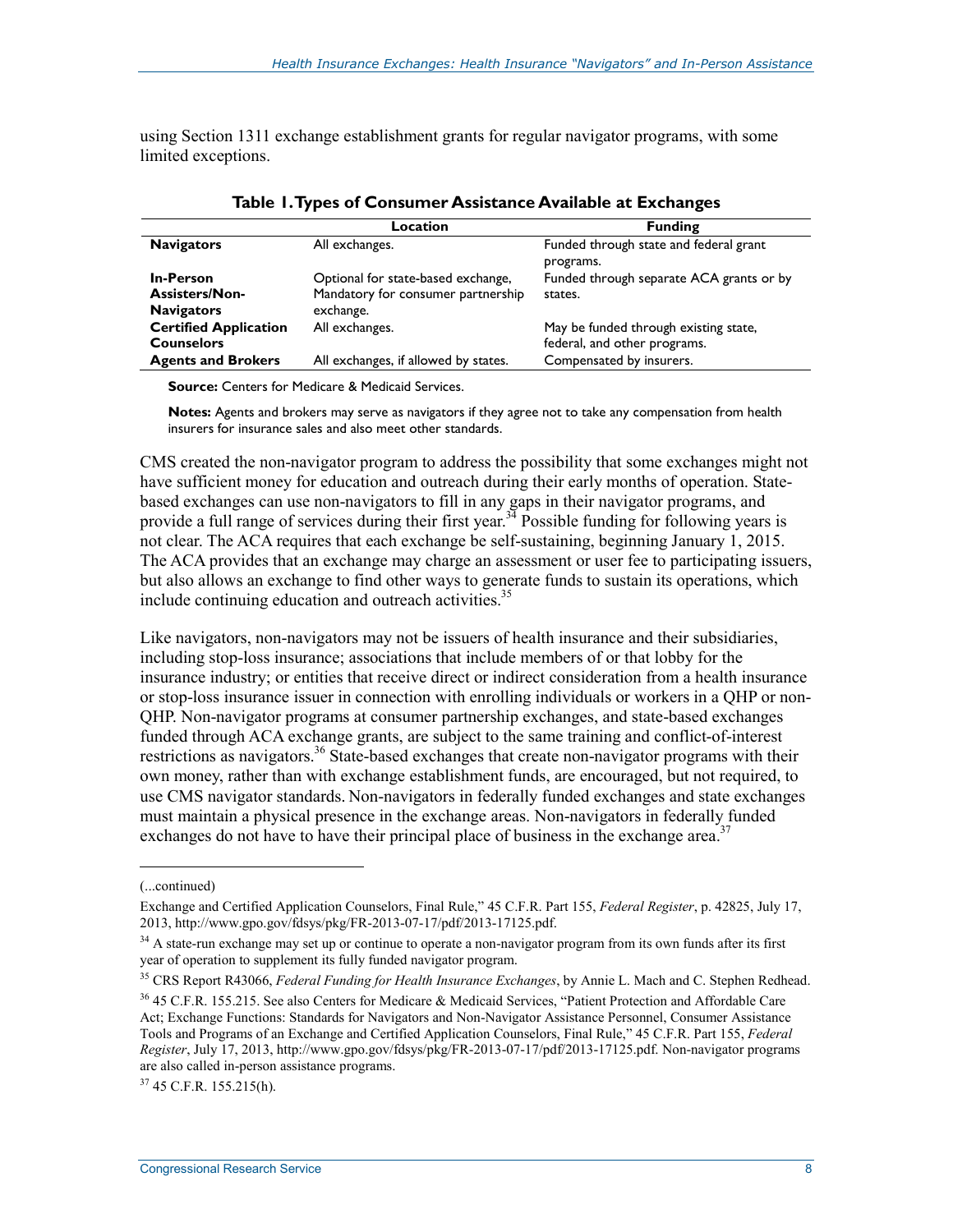using Section 1311 exchange establishment grants for regular navigator programs, with some limited exceptions.

**Table 1. Types of Consumer Assistance Available at Exchanges**

| | Location | Funding |
|---|---|---|
| **Navigators** | All exchanges. | Funded through state and federal grant programs. |
| **In-Person Assisters/Non-Navigators** | Optional for state-based exchange, Mandatory for consumer partnership exchange. | Funded through separate ACA grants or by states. |
| **Certified Application Counselors** | All exchanges. | May be funded through existing state, federal, and other programs. |
| **Agents and Brokers** | All exchanges, if allowed by states. | Compensated by insurers. |

**Source:** Centers for Medicare & Medicaid Services.

**Notes:** Agents and brokers may serve as navigators if they agree not to take any compensation from health insurers for insurance sales and also meet other standards.

CMS created the non-navigator program to address the possibility that some exchanges might not have sufficient money for education and outreach during their early months of operation. State-based exchanges can use non-navigators to fill in any gaps in their navigator programs, and provide a full range of services during their first year.[34] Possible funding for following years is not clear. The ACA requires that each exchange be self-sustaining, beginning January 1, 2015. The ACA provides that an exchange may charge an assessment or user fee to participating issuers, but also allows an exchange to find other ways to generate funds to sustain its operations, which include continuing education and outreach activities.[35]

Like navigators, non-navigators may not be issuers of health insurance and their subsidiaries, including stop-loss insurance; associations that include members of or that lobby for the insurance industry; or entities that receive direct or indirect consideration from a health insurance or stop-loss insurance issuer in connection with enrolling individuals or workers in a QHP or non-QHP. Non-navigator programs at consumer partnership exchanges, and state-based exchanges funded through ACA exchange grants, are subject to the same training and conflict-of-interest restrictions as navigators.[36] State-based exchanges that create non-navigator programs with their own money, rather than with exchange establishment funds, are encouraged, but not required, to use CMS navigator standards. Non-navigators in federally funded exchanges and state exchanges must maintain a physical presence in the exchange areas. Non-navigators in federally funded exchanges do not have to have their principal place of business in the exchange area.[37]

---

(...continued)

Exchange and Certified Application Counselors, Final Rule," 45 C.F.R. Part 155, *Federal Register*, p. 42825, July 17, 2013, http://www.gpo.gov/fdsys/pkg/FR-2013-07-17/pdf/2013-17125.pdf.

[34] A state-run exchange may set up or continue to operate a non-navigator program from its own funds after its first year of operation to supplement its fully funded navigator program.

[35] CRS Report R43066, *Federal Funding for Health Insurance Exchanges*, by Annie L. Mach and C. Stephen Redhead.

[36] 45 C.F.R. 155.215. See also Centers for Medicare & Medicaid Services, "Patient Protection and Affordable Care Act; Exchange Functions: Standards for Navigators and Non-Navigator Assistance Personnel, Consumer Assistance Tools and Programs of an Exchange and Certified Application Counselors, Final Rule," 45 C.F.R. Part 155, *Federal Register*, July 17, 2013, http://www.gpo.gov/fdsys/pkg/FR-2013-07-17/pdf/2013-17125.pdf. Non-navigator programs are also called in-person assistance programs.

[37] 45 C.F.R. 155.215(h).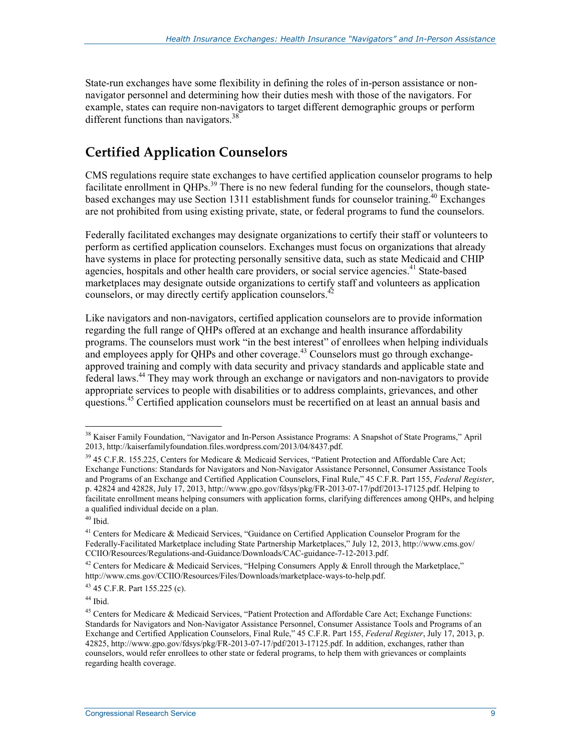State-run exchanges have some flexibility in defining the roles of in-person assistance or non-navigator personnel and determining how their duties mesh with those of the navigators. For example, states can require non-navigators to target different demographic groups or perform different functions than navigators.[38]

## Certified Application Counselors

CMS regulations require state exchanges to have certified application counselor programs to help facilitate enrollment in QHPs.[39] There is no new federal funding for the counselors, though state-based exchanges may use Section 1311 establishment funds for counselor training.[40] Exchanges are not prohibited from using existing private, state, or federal programs to fund the counselors.

Federally facilitated exchanges may designate organizations to certify their staff or volunteers to perform as certified application counselors. Exchanges must focus on organizations that already have systems in place for protecting personally sensitive data, such as state Medicaid and CHIP agencies, hospitals and other health care providers, or social service agencies.[41] State-based marketplaces may designate outside organizations to certify staff and volunteers as application counselors, or may directly certify application counselors.[42]

Like navigators and non-navigators, certified application counselors are to provide information regarding the full range of QHPs offered at an exchange and health insurance affordability programs. The counselors must work "in the best interest" of enrollees when helping individuals and employees apply for QHPs and other coverage.[43] Counselors must go through exchange-approved training and comply with data security and privacy standards and applicable state and federal laws.[44] They may work through an exchange or navigators and non-navigators to provide appropriate services to people with disabilities or to address complaints, grievances, and other questions.[45] Certified application counselors must be recertified on at least an annual basis and

---

[38] Kaiser Family Foundation, "Navigator and In-Person Assistance Programs: A Snapshot of State Programs," April 2013, http://kaiserfamilyfoundation.files.wordpress.com/2013/04/8437.pdf.

[39] 45 C.F.R. 155.225, Centers for Medicare & Medicaid Services, "Patient Protection and Affordable Care Act; Exchange Functions: Standards for Navigators and Non-Navigator Assistance Personnel, Consumer Assistance Tools and Programs of an Exchange and Certified Application Counselors, Final Rule," 45 C.F.R. Part 155, *Federal Register*, p. 42824 and 42828, July 17, 2013, http://www.gpo.gov/fdsys/pkg/FR-2013-07-17/pdf/2013-17125.pdf. Helping to facilitate enrollment means helping consumers with application forms, clarifying differences among QHPs, and helping a qualified individual decide on a plan.

[40] Ibid.

[41] Centers for Medicare & Medicaid Services, "Guidance on Certified Application Counselor Program for the Federally-Facilitated Marketplace including State Partnership Marketplaces," July 12, 2013, http://www.cms.gov/CCIIO/Resources/Regulations-and-Guidance/Downloads/CAC-guidance-7-12-2013.pdf.

[42] Centers for Medicare & Medicaid Services, "Helping Consumers Apply & Enroll through the Marketplace," http://www.cms.gov/CCIIO/Resources/Files/Downloads/marketplace-ways-to-help.pdf.

[43] 45 C.F.R. Part 155.225 (c).

[44] Ibid.

[45] Centers for Medicare & Medicaid Services, "Patient Protection and Affordable Care Act; Exchange Functions: Standards for Navigators and Non-Navigator Assistance Personnel, Consumer Assistance Tools and Programs of an Exchange and Certified Application Counselors, Final Rule," 45 C.F.R. Part 155, *Federal Register*, July 17, 2013, p. 42825, http://www.gpo.gov/fdsys/pkg/FR-2013-07-17/pdf/2013-17125.pdf. In addition, exchanges, rather than counselors, would refer enrollees to other state or federal programs, to help them with grievances or complaints regarding health coverage.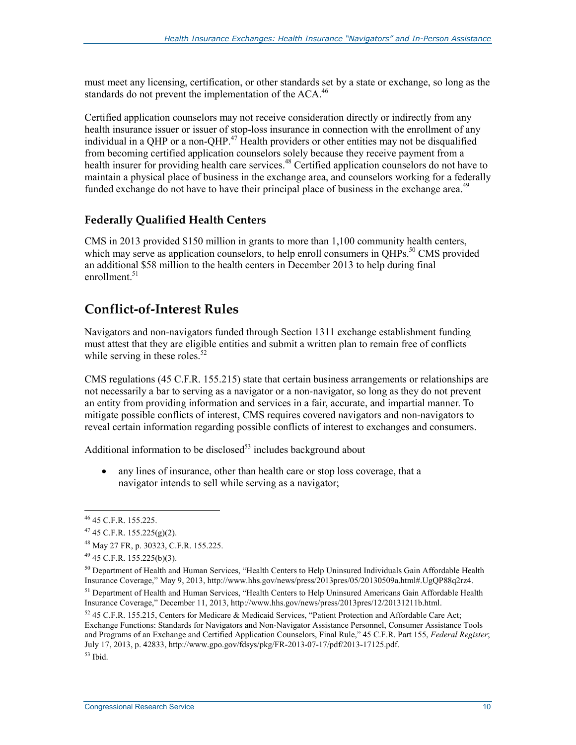must meet any licensing, certification, or other standards set by a state or exchange, so long as the standards do not prevent the implementation of the ACA.[46]

Certified application counselors may not receive consideration directly or indirectly from any health insurance issuer or issuer of stop-loss insurance in connection with the enrollment of any individual in a QHP or a non-QHP.[47] Health providers or other entities may not be disqualified from becoming certified application counselors solely because they receive payment from a health insurer for providing health care services.[48] Certified application counselors do not have to maintain a physical place of business in the exchange area, and counselors working for a federally funded exchange do not have to have their principal place of business in the exchange area.[49]

### Federally Qualified Health Centers

CMS in 2013 provided $150 million in grants to more than 1,100 community health centers, which may serve as application counselors, to help enroll consumers in QHPs.[50] CMS provided an additional $58 million to the health centers in December 2013 to help during final enrollment.[51]

## Conflict-of-Interest Rules

Navigators and non-navigators funded through Section 1311 exchange establishment funding must attest that they are eligible entities and submit a written plan to remain free of conflicts while serving in these roles.[52]

CMS regulations (45 C.F.R. 155.215) state that certain business arrangements or relationships are not necessarily a bar to serving as a navigator or a non-navigator, so long as they do not prevent an entity from providing information and services in a fair, accurate, and impartial manner. To mitigate possible conflicts of interest, CMS requires covered navigators and non-navigators to reveal certain information regarding possible conflicts of interest to exchanges and consumers.

Additional information to be disclosed[53] includes background about

- any lines of insurance, other than health care or stop loss coverage, that a navigator intends to sell while serving as a navigator;

---

[46] 45 C.F.R. 155.225.

[47] 45 C.F.R. 155.225(g)(2).

[48] May 27 FR, p. 30323, C.F.R. 155.225.

[49] 45 C.F.R. 155.225(b)(3).

[50] Department of Health and Human Services, "Health Centers to Help Uninsured Individuals Gain Affordable Health Insurance Coverage," May 9, 2013, http://www.hhs.gov/news/press/2013pres/05/20130509a.html#.UgQP88q2rz4.

[51] Department of Health and Human Services, "Health Centers to Help Uninsured Americans Gain Affordable Health Insurance Coverage," December 11, 2013, http://www.hhs.gov/news/press/2013pres/12/20131211b.html.

[52] 45 C.F.R. 155.215, Centers for Medicare & Medicaid Services, "Patient Protection and Affordable Care Act; Exchange Functions: Standards for Navigators and Non-Navigator Assistance Personnel, Consumer Assistance Tools and Programs of an Exchange and Certified Application Counselors, Final Rule," 45 C.F.R. Part 155, *Federal Register*; July 17, 2013, p. 42833, http://www.gpo.gov/fdsys/pkg/FR-2013-07-17/pdf/2013-17125.pdf.

[53] Ibid.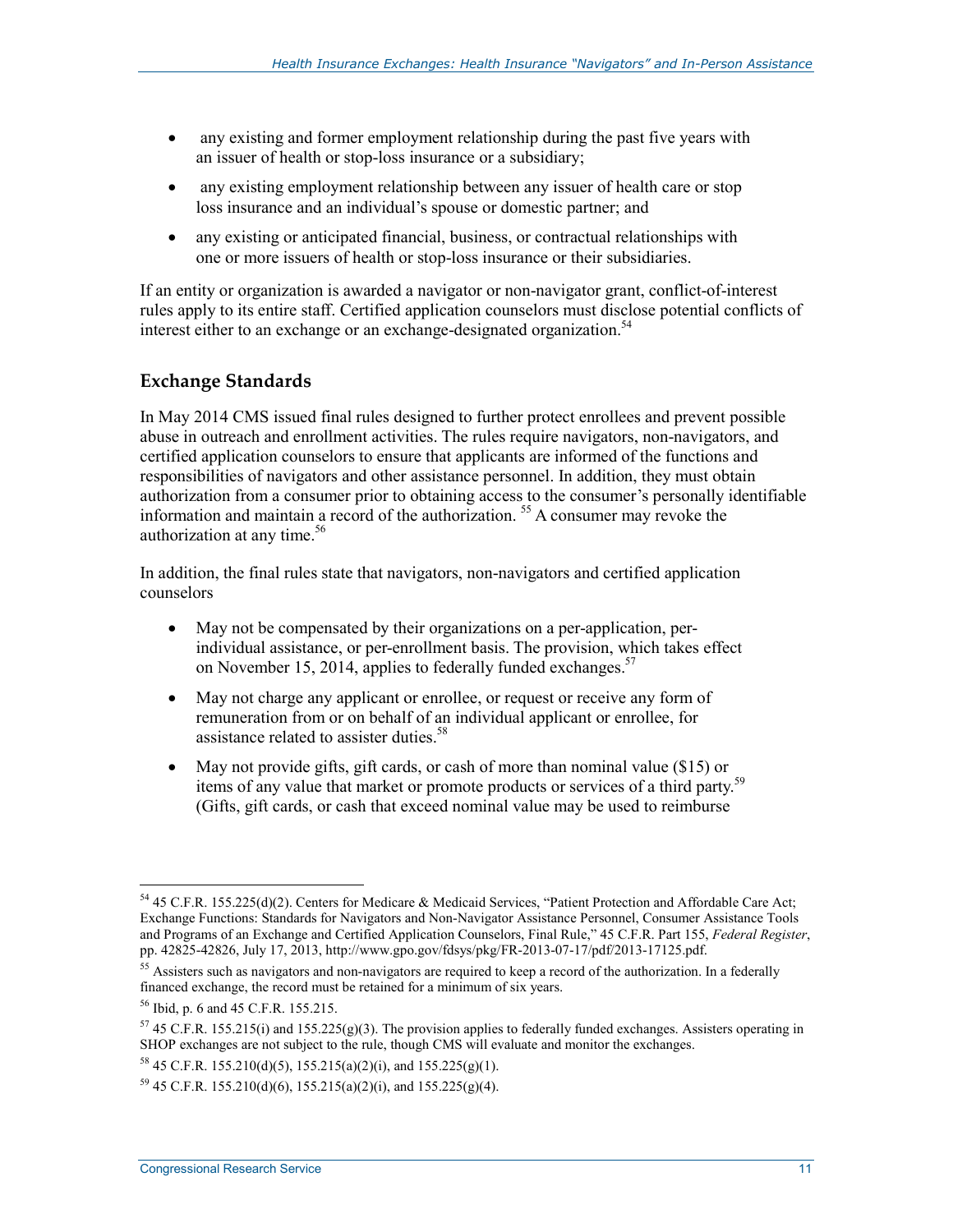- any existing and former employment relationship during the past five years with an issuer of health or stop-loss insurance or a subsidiary;
- any existing employment relationship between any issuer of health care or stop loss insurance and an individual's spouse or domestic partner; and
- any existing or anticipated financial, business, or contractual relationships with one or more issuers of health or stop-loss insurance or their subsidiaries.

If an entity or organization is awarded a navigator or non-navigator grant, conflict-of-interest rules apply to its entire staff. Certified application counselors must disclose potential conflicts of interest either to an exchange or an exchange-designated organization.[54]

## Exchange Standards

In May 2014 CMS issued final rules designed to further protect enrollees and prevent possible abuse in outreach and enrollment activities. The rules require navigators, non-navigators, and certified application counselors to ensure that applicants are informed of the functions and responsibilities of navigators and other assistance personnel. In addition, they must obtain authorization from a consumer prior to obtaining access to the consumer's personally identifiable information and maintain a record of the authorization.[55] A consumer may revoke the authorization at any time.[56]

In addition, the final rules state that navigators, non-navigators and certified application counselors

- May not be compensated by their organizations on a per-application, per-individual assistance, or per-enrollment basis. The provision, which takes effect on November 15, 2014, applies to federally funded exchanges.[57]
- May not charge any applicant or enrollee, or request or receive any form of remuneration from or on behalf of an individual applicant or enrollee, for assistance related to assister duties.[58]
- May not provide gifts, gift cards, or cash of more than nominal value ($15) or items of any value that market or promote products or services of a third party.[59] (Gifts, gift cards, or cash that exceed nominal value may be used to reimburse

---

[54] 45 C.F.R. 155.225(d)(2). Centers for Medicare & Medicaid Services, "Patient Protection and Affordable Care Act; Exchange Functions: Standards for Navigators and Non-Navigator Assistance Personnel, Consumer Assistance Tools and Programs of an Exchange and Certified Application Counselors, Final Rule," 45 C.F.R. Part 155, *Federal Register*, pp. 42825-42826, July 17, 2013, http://www.gpo.gov/fdsys/pkg/FR-2013-07-17/pdf/2013-17125.pdf.

[55] Assisters such as navigators and non-navigators are required to keep a record of the authorization. In a federally financed exchange, the record must be retained for a minimum of six years.

[56] Ibid, p. 6 and 45 C.F.R. 155.215.

[57] 45 C.F.R. 155.215(i) and 155.225(g)(3). The provision applies to federally funded exchanges. Assisters operating in SHOP exchanges are not subject to the rule, though CMS will evaluate and monitor the exchanges.

[58] 45 C.F.R. 155.210(d)(5), 155.215(a)(2)(i), and 155.225(g)(1).

[59] 45 C.F.R. 155.210(d)(6), 155.215(a)(2)(i), and 155.225(g)(4).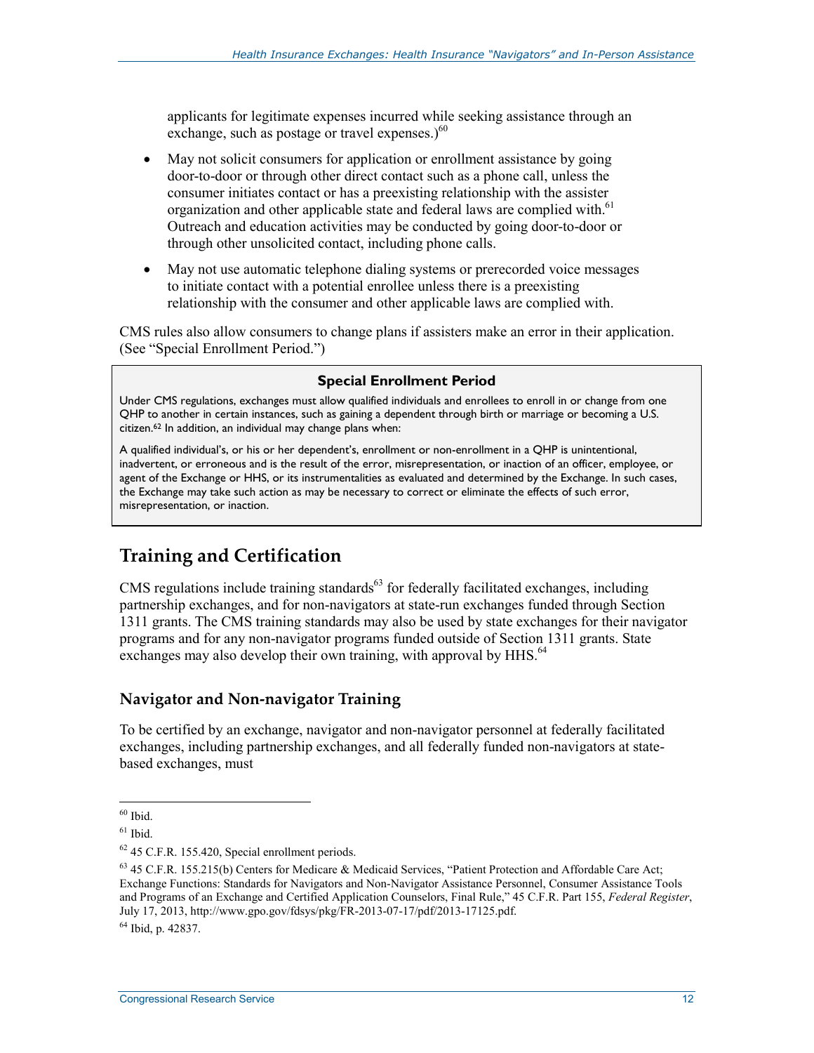applicants for legitimate expenses incurred while seeking assistance through an exchange, such as postage or travel expenses.)[60]

- May not solicit consumers for application or enrollment assistance by going door-to-door or through other direct contact such as a phone call, unless the consumer initiates contact or has a preexisting relationship with the assister organization and other applicable state and federal laws are complied with.[61] Outreach and education activities may be conducted by going door-to-door or through other unsolicited contact, including phone calls.
- May not use automatic telephone dialing systems or prerecorded voice messages to initiate contact with a potential enrollee unless there is a preexisting relationship with the consumer and other applicable laws are complied with.

CMS rules also allow consumers to change plans if assisters make an error in their application. (See "Special Enrollment Period.")

> **Special Enrollment Period**
>
> Under CMS regulations, exchanges must allow qualified individuals and enrollees to enroll in or change from one QHP to another in certain instances, such as gaining a dependent through birth or marriage or becoming a U.S. citizen.[62] In addition, an individual may change plans when:
>
> A qualified individual's, or his or her dependent's, enrollment or non-enrollment in a QHP is unintentional, inadvertent, or erroneous and is the result of the error, misrepresentation, or inaction of an officer, employee, or agent of the Exchange or HHS, or its instrumentalities as evaluated and determined by the Exchange. In such cases, the Exchange may take such action as may be necessary to correct or eliminate the effects of such error, misrepresentation, or inaction.

## Training and Certification

CMS regulations include training standards[63] for federally facilitated exchanges, including partnership exchanges, and for non-navigators at state-run exchanges funded through Section 1311 grants. The CMS training standards may also be used by state exchanges for their navigator programs and for any non-navigator programs funded outside of Section 1311 grants. State exchanges may also develop their own training, with approval by HHS.[64]

### Navigator and Non-navigator Training

To be certified by an exchange, navigator and non-navigator personnel at federally facilitated exchanges, including partnership exchanges, and all federally funded non-navigators at state-based exchanges, must

---

[60] Ibid.

[61] Ibid.

[62] 45 C.F.R. 155.420, Special enrollment periods.

[63] 45 C.F.R. 155.215(b) Centers for Medicare & Medicaid Services, "Patient Protection and Affordable Care Act; Exchange Functions: Standards for Navigators and Non-Navigator Assistance Personnel, Consumer Assistance Tools and Programs of an Exchange and Certified Application Counselors, Final Rule," 45 C.F.R. Part 155, *Federal Register*, July 17, 2013, http://www.gpo.gov/fdsys/pkg/FR-2013-07-17/pdf/2013-17125.pdf.

[64] Ibid, p. 42837.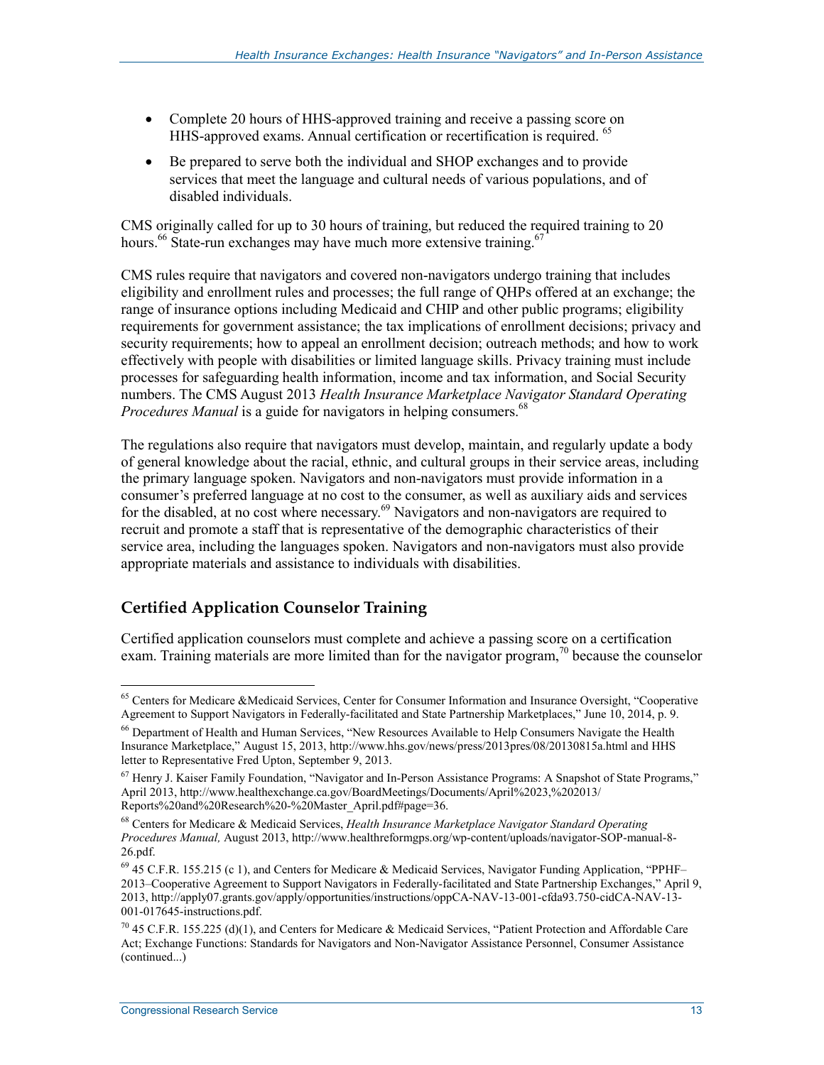- Complete 20 hours of HHS-approved training and receive a passing score on HHS-approved exams. Annual certification or recertification is required. [65]
- Be prepared to serve both the individual and SHOP exchanges and to provide services that meet the language and cultural needs of various populations, and of disabled individuals.

CMS originally called for up to 30 hours of training, but reduced the required training to 20 hours.[66] State-run exchanges may have much more extensive training.[67]

CMS rules require that navigators and covered non-navigators undergo training that includes eligibility and enrollment rules and processes; the full range of QHPs offered at an exchange; the range of insurance options including Medicaid and CHIP and other public programs; eligibility requirements for government assistance; the tax implications of enrollment decisions; privacy and security requirements; how to appeal an enrollment decision; outreach methods; and how to work effectively with people with disabilities or limited language skills. Privacy training must include processes for safeguarding health information, income and tax information, and Social Security numbers. The CMS August 2013 *Health Insurance Marketplace Navigator Standard Operating Procedures Manual* is a guide for navigators in helping consumers.[68]

The regulations also require that navigators must develop, maintain, and regularly update a body of general knowledge about the racial, ethnic, and cultural groups in their service areas, including the primary language spoken. Navigators and non-navigators must provide information in a consumer's preferred language at no cost to the consumer, as well as auxiliary aids and services for the disabled, at no cost where necessary.[69] Navigators and non-navigators are required to recruit and promote a staff that is representative of the demographic characteristics of their service area, including the languages spoken. Navigators and non-navigators must also provide appropriate materials and assistance to individuals with disabilities.

## Certified Application Counselor Training

Certified application counselors must complete and achieve a passing score on a certification exam. Training materials are more limited than for the navigator program,[70] because the counselor

---

[65] Centers for Medicare &Medicaid Services, Center for Consumer Information and Insurance Oversight, "Cooperative Agreement to Support Navigators in Federally-facilitated and State Partnership Marketplaces," June 10, 2014, p. 9.

[66] Department of Health and Human Services, "New Resources Available to Help Consumers Navigate the Health Insurance Marketplace," August 15, 2013, http://www.hhs.gov/news/press/2013pres/08/20130815a.html and HHS letter to Representative Fred Upton, September 9, 2013.

[67] Henry J. Kaiser Family Foundation, "Navigator and In-Person Assistance Programs: A Snapshot of State Programs," April 2013, http://www.healthexchange.ca.gov/BoardMeetings/Documents/April%2023,%202013/Reports%20and%20Research%20-%20Master_April.pdf#page=36.

[68] Centers for Medicare & Medicaid Services, *Health Insurance Marketplace Navigator Standard Operating Procedures Manual,* August 2013, http://www.healthreformgps.org/wp-content/uploads/navigator-SOP-manual-8-26.pdf.

[69] 45 C.F.R. 155.215 (c 1), and Centers for Medicare & Medicaid Services, Navigator Funding Application, "PPHF–2013–Cooperative Agreement to Support Navigators in Federally-facilitated and State Partnership Exchanges," April 9, 2013, http://apply07.grants.gov/apply/opportunities/instructions/oppCA-NAV-13-001-cfda93.750-cidCA-NAV-13-001-017645-instructions.pdf.

[70] 45 C.F.R. 155.225 (d)(1), and Centers for Medicare & Medicaid Services, "Patient Protection and Affordable Care Act; Exchange Functions: Standards for Navigators and Non-Navigator Assistance Personnel, Consumer Assistance (continued...)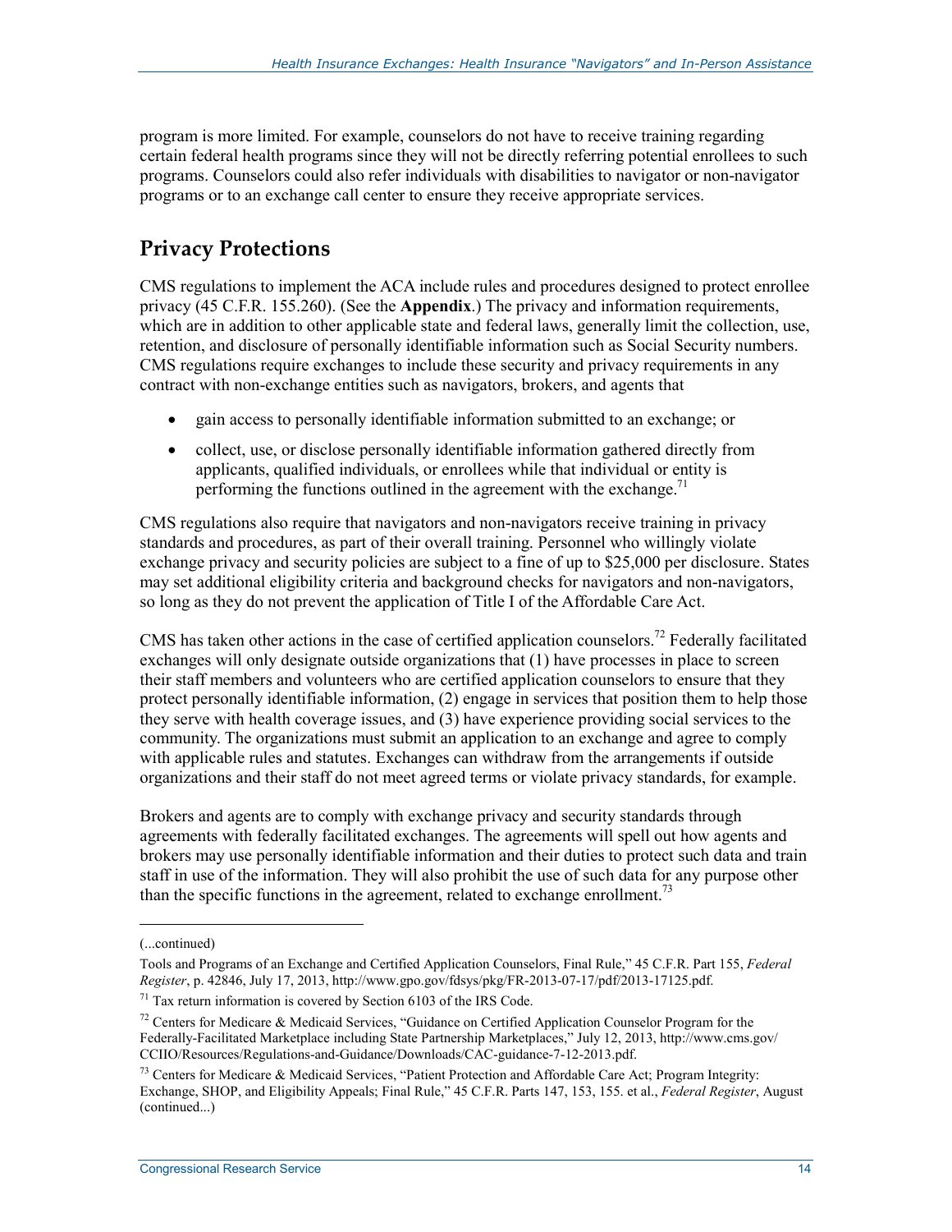program is more limited. For example, counselors do not have to receive training regarding certain federal health programs since they will not be directly referring potential enrollees to such programs. Counselors could also refer individuals with disabilities to navigator or non-navigator programs or to an exchange call center to ensure they receive appropriate services.

## Privacy Protections

CMS regulations to implement the ACA include rules and procedures designed to protect enrollee privacy (45 C.F.R. 155.260). (See the **Appendix**.) The privacy and information requirements, which are in addition to other applicable state and federal laws, generally limit the collection, use, retention, and disclosure of personally identifiable information such as Social Security numbers. CMS regulations require exchanges to include these security and privacy requirements in any contract with non-exchange entities such as navigators, brokers, and agents that

- gain access to personally identifiable information submitted to an exchange; or
- collect, use, or disclose personally identifiable information gathered directly from applicants, qualified individuals, or enrollees while that individual or entity is performing the functions outlined in the agreement with the exchange.[71]

CMS regulations also require that navigators and non-navigators receive training in privacy standards and procedures, as part of their overall training. Personnel who willingly violate exchange privacy and security policies are subject to a fine of up to $25,000 per disclosure. States may set additional eligibility criteria and background checks for navigators and non-navigators, so long as they do not prevent the application of Title I of the Affordable Care Act.

CMS has taken other actions in the case of certified application counselors.[72] Federally facilitated exchanges will only designate outside organizations that (1) have processes in place to screen their staff members and volunteers who are certified application counselors to ensure that they protect personally identifiable information, (2) engage in services that position them to help those they serve with health coverage issues, and (3) have experience providing social services to the community. The organizations must submit an application to an exchange and agree to comply with applicable rules and statutes. Exchanges can withdraw from the arrangements if outside organizations and their staff do not meet agreed terms or violate privacy standards, for example.

Brokers and agents are to comply with exchange privacy and security standards through agreements with federally facilitated exchanges. The agreements will spell out how agents and brokers may use personally identifiable information and their duties to protect such data and train staff in use of the information. They will also prohibit the use of such data for any purpose other than the specific functions in the agreement, related to exchange enrollment.[73]

---

(...continued)

Tools and Programs of an Exchange and Certified Application Counselors, Final Rule," 45 C.F.R. Part 155, *Federal Register*, p. 42846, July 17, 2013, http://www.gpo.gov/fdsys/pkg/FR-2013-07-17/pdf/2013-17125.pdf.

[71] Tax return information is covered by Section 6103 of the IRS Code.

[72] Centers for Medicare & Medicaid Services, "Guidance on Certified Application Counselor Program for the Federally-Facilitated Marketplace including State Partnership Marketplaces," July 12, 2013, http://www.cms.gov/CCIIO/Resources/Regulations-and-Guidance/Downloads/CAC-guidance-7-12-2013.pdf.

[73] Centers for Medicare & Medicaid Services, "Patient Protection and Affordable Care Act; Program Integrity: Exchange, SHOP, and Eligibility Appeals; Final Rule," 45 C.F.R. Parts 147, 153, 155. et al., *Federal Register*, August (continued...)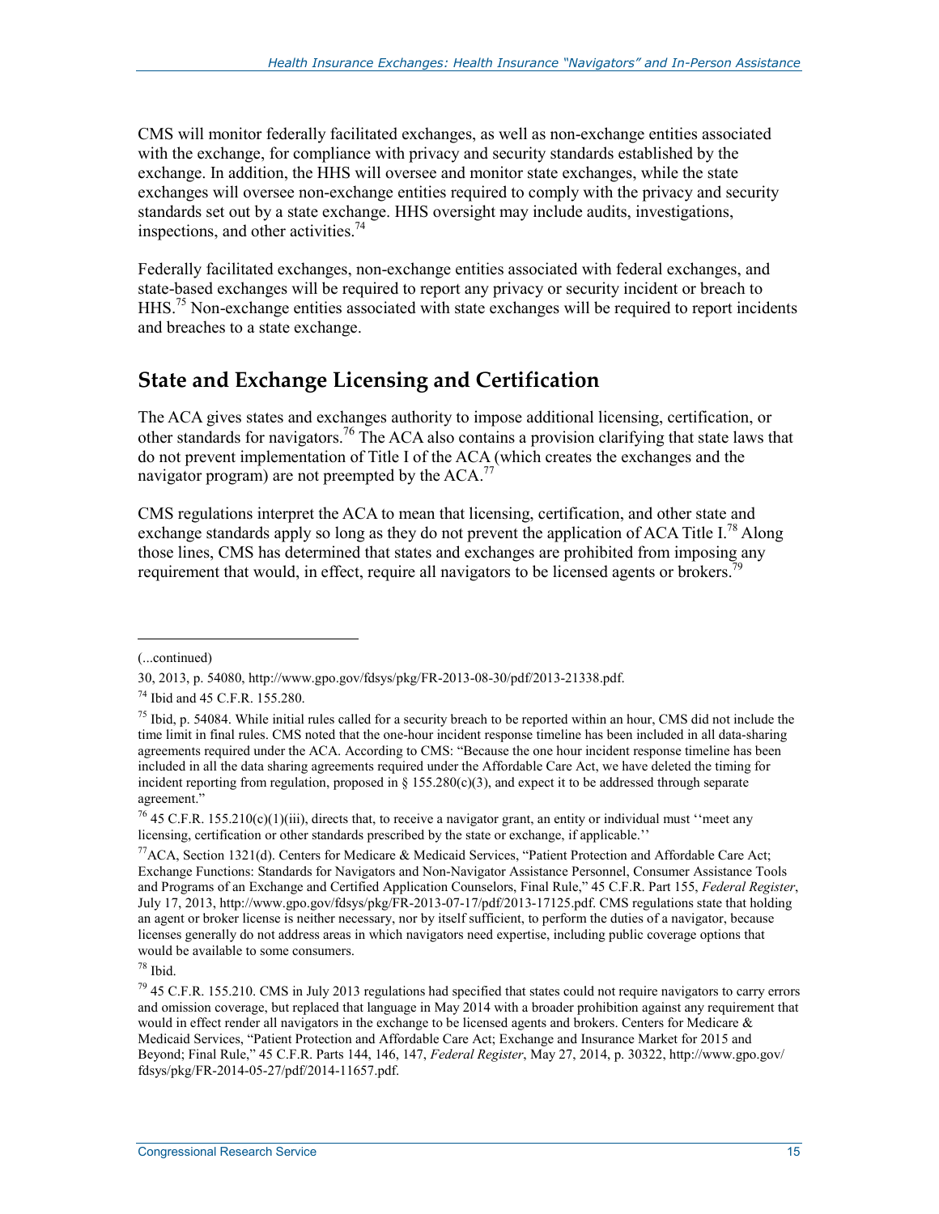CMS will monitor federally facilitated exchanges, as well as non-exchange entities associated with the exchange, for compliance with privacy and security standards established by the exchange. In addition, the HHS will oversee and monitor state exchanges, while the state exchanges will oversee non-exchange entities required to comply with the privacy and security standards set out by a state exchange. HHS oversight may include audits, investigations, inspections, and other activities.[74]

Federally facilitated exchanges, non-exchange entities associated with federal exchanges, and state-based exchanges will be required to report any privacy or security incident or breach to HHS.[75] Non-exchange entities associated with state exchanges will be required to report incidents and breaches to a state exchange.

## State and Exchange Licensing and Certification

The ACA gives states and exchanges authority to impose additional licensing, certification, or other standards for navigators.[76] The ACA also contains a provision clarifying that state laws that do not prevent implementation of Title I of the ACA (which creates the exchanges and the navigator program) are not preempted by the ACA.[77]

CMS regulations interpret the ACA to mean that licensing, certification, and other state and exchange standards apply so long as they do not prevent the application of ACA Title I.[78] Along those lines, CMS has determined that states and exchanges are prohibited from imposing any requirement that would, in effect, require all navigators to be licensed agents or brokers.[79]

---

(...continued)

30, 2013, p. 54080, http://www.gpo.gov/fdsys/pkg/FR-2013-08-30/pdf/2013-21338.pdf.

[74] Ibid and 45 C.F.R. 155.280.

[75] Ibid, p. 54084. While initial rules called for a security breach to be reported within an hour, CMS did not include the time limit in final rules. CMS noted that the one-hour incident response timeline has been included in all data-sharing agreements required under the ACA. According to CMS: "Because the one hour incident response timeline has been included in all the data sharing agreements required under the Affordable Care Act, we have deleted the timing for incident reporting from regulation, proposed in § 155.280(c)(3), and expect it to be addressed through separate agreement."

[76] 45 C.F.R. 155.210(c)(1)(iii), directs that, to receive a navigator grant, an entity or individual must ''meet any licensing, certification or other standards prescribed by the state or exchange, if applicable.''

[77] ACA, Section 1321(d). Centers for Medicare & Medicaid Services, "Patient Protection and Affordable Care Act; Exchange Functions: Standards for Navigators and Non-Navigator Assistance Personnel, Consumer Assistance Tools and Programs of an Exchange and Certified Application Counselors, Final Rule," 45 C.F.R. Part 155, *Federal Register*, July 17, 2013, http://www.gpo.gov/fdsys/pkg/FR-2013-07-17/pdf/2013-17125.pdf. CMS regulations state that holding an agent or broker license is neither necessary, nor by itself sufficient, to perform the duties of a navigator, because licenses generally do not address areas in which navigators need expertise, including public coverage options that would be available to some consumers.

[78] Ibid.

[79] 45 C.F.R. 155.210. CMS in July 2013 regulations had specified that states could not require navigators to carry errors and omission coverage, but replaced that language in May 2014 with a broader prohibition against any requirement that would in effect render all navigators in the exchange to be licensed agents and brokers. Centers for Medicare & Medicaid Services, "Patient Protection and Affordable Care Act; Exchange and Insurance Market for 2015 and Beyond; Final Rule," 45 C.F.R. Parts 144, 146, 147, *Federal Register*, May 27, 2014, p. 30322, http://www.gpo.gov/fdsys/pkg/FR-2014-05-27/pdf/2014-11657.pdf.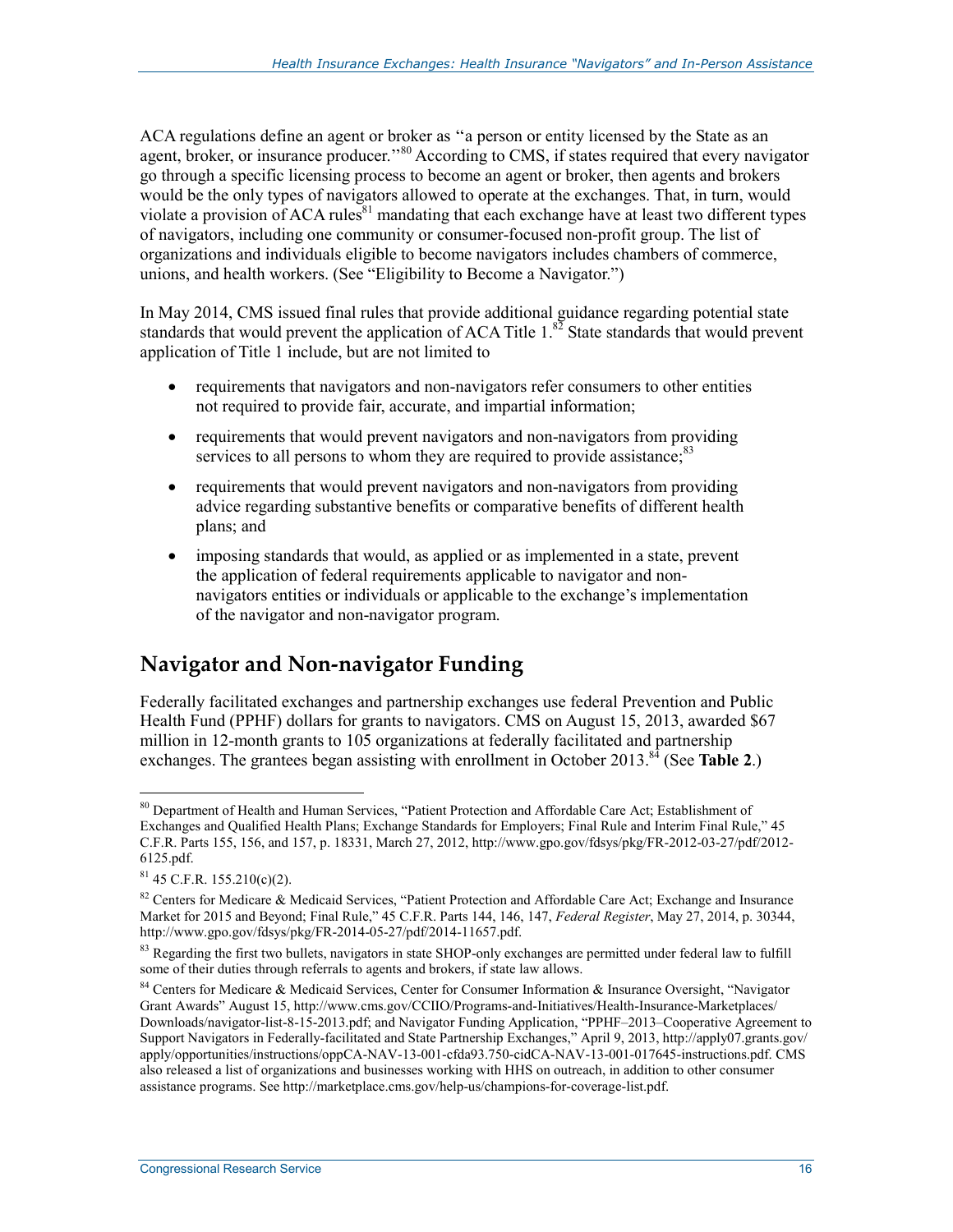ACA regulations define an agent or broker as ''a person or entity licensed by the State as an agent, broker, or insurance producer.''[80] According to CMS, if states required that every navigator go through a specific licensing process to become an agent or broker, then agents and brokers would be the only types of navigators allowed to operate at the exchanges. That, in turn, would violate a provision of ACA rules[81] mandating that each exchange have at least two different types of navigators, including one community or consumer-focused non-profit group. The list of organizations and individuals eligible to become navigators includes chambers of commerce, unions, and health workers. (See "Eligibility to Become a Navigator.")

In May 2014, CMS issued final rules that provide additional guidance regarding potential state standards that would prevent the application of ACA Title 1.[82] State standards that would prevent application of Title 1 include, but are not limited to

- requirements that navigators and non-navigators refer consumers to other entities not required to provide fair, accurate, and impartial information;
- requirements that would prevent navigators and non-navigators from providing services to all persons to whom they are required to provide assistance;[83]
- requirements that would prevent navigators and non-navigators from providing advice regarding substantive benefits or comparative benefits of different health plans; and
- imposing standards that would, as applied or as implemented in a state, prevent the application of federal requirements applicable to navigator and non-navigators entities or individuals or applicable to the exchange's implementation of the navigator and non-navigator program.

## Navigator and Non-navigator Funding

Federally facilitated exchanges and partnership exchanges use federal Prevention and Public Health Fund (PPHF) dollars for grants to navigators. CMS on August 15, 2013, awarded $67 million in 12-month grants to 105 organizations at federally facilitated and partnership exchanges. The grantees began assisting with enrollment in October 2013.[84] (See **Table 2**.)

---

[80] Department of Health and Human Services, "Patient Protection and Affordable Care Act; Establishment of Exchanges and Qualified Health Plans; Exchange Standards for Employers; Final Rule and Interim Final Rule," 45 C.F.R. Parts 155, 156, and 157, p. 18331, March 27, 2012, http://www.gpo.gov/fdsys/pkg/FR-2012-03-27/pdf/2012-6125.pdf.

[81] 45 C.F.R. 155.210(c)(2).

[82] Centers for Medicare & Medicaid Services, "Patient Protection and Affordable Care Act; Exchange and Insurance Market for 2015 and Beyond; Final Rule," 45 C.F.R. Parts 144, 146, 147, *Federal Register*, May 27, 2014, p. 30344, http://www.gpo.gov/fdsys/pkg/FR-2014-05-27/pdf/2014-11657.pdf.

[83] Regarding the first two bullets, navigators in state SHOP-only exchanges are permitted under federal law to fulfill some of their duties through referrals to agents and brokers, if state law allows.

[84] Centers for Medicare & Medicaid Services, Center for Consumer Information & Insurance Oversight, "Navigator Grant Awards" August 15, http://www.cms.gov/CCIIO/Programs-and-Initiatives/Health-Insurance-Marketplaces/Downloads/navigator-list-8-15-2013.pdf; and Navigator Funding Application, "PPHF–2013–Cooperative Agreement to Support Navigators in Federally-facilitated and State Partnership Exchanges," April 9, 2013, http://apply07.grants.gov/apply/opportunities/instructions/oppCA-NAV-13-001-cfda93.750-cidCA-NAV-13-001-017645-instructions.pdf. CMS also released a list of organizations and businesses working with HHS on outreach, in addition to other consumer assistance programs. See http://marketplace.cms.gov/help-us/champions-for-coverage-list.pdf.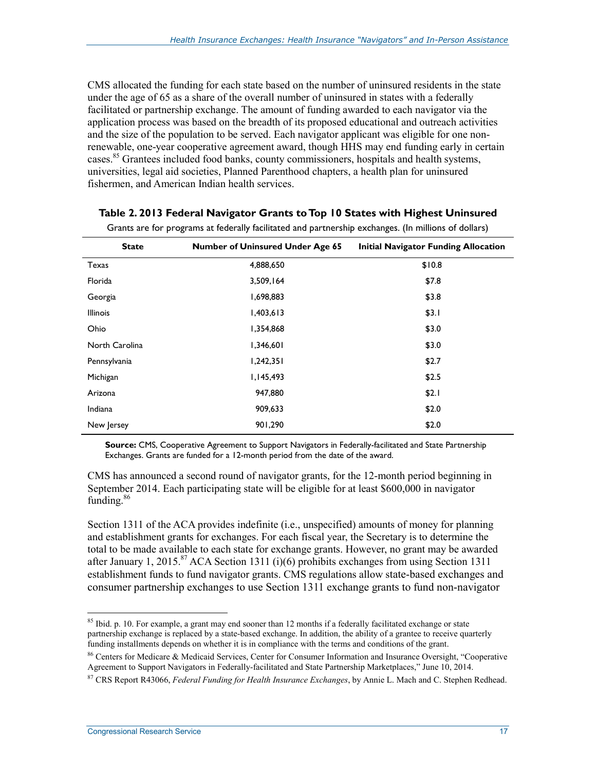CMS allocated the funding for each state based on the number of uninsured residents in the state under the age of 65 as a share of the overall number of uninsured in states with a federally facilitated or partnership exchange. The amount of funding awarded to each navigator via the application process was based on the breadth of its proposed educational and outreach activities and the size of the population to be served. Each navigator applicant was eligible for one non-renewable, one-year cooperative agreement award, though HHS may end funding early in certain cases.[85] Grantees included food banks, county commissioners, hospitals and health systems, universities, legal aid societies, Planned Parenthood chapters, a health plan for uninsured fishermen, and American Indian health services.

**Table 2. 2013 Federal Navigator Grants to Top 10 States with Highest Uninsured**

Grants are for programs at federally facilitated and partnership exchanges. (In millions of dollars)

| State | Number of Uninsured Under Age 65 | Initial Navigator Funding Allocation |
|---|---|---|
| Texas | 4,888,650 | $10.8 |
| Florida | 3,509,164 | $7.8 |
| Georgia | 1,698,883 | $3.8 |
| Illinois | 1,403,613 | $3.1 |
| Ohio | 1,354,868 | $3.0 |
| North Carolina | 1,346,601 | $3.0 |
| Pennsylvania | 1,242,351 | $2.7 |
| Michigan | 1,145,493 | $2.5 |
| Arizona | 947,880 | $2.1 |
| Indiana | 909,633 | $2.0 |
| New Jersey | 901,290 | $2.0 |

**Source:** CMS, Cooperative Agreement to Support Navigators in Federally-facilitated and State Partnership Exchanges. Grants are funded for a 12-month period from the date of the award.

CMS has announced a second round of navigator grants, for the 12-month period beginning in September 2014. Each participating state will be eligible for at least $600,000 in navigator funding.[86]

Section 1311 of the ACA provides indefinite (i.e., unspecified) amounts of money for planning and establishment grants for exchanges. For each fiscal year, the Secretary is to determine the total to be made available to each state for exchange grants. However, no grant may be awarded after January 1, 2015.[87] ACA Section 1311 (i)(6) prohibits exchanges from using Section 1311 establishment funds to fund navigator grants. CMS regulations allow state-based exchanges and consumer partnership exchanges to use Section 1311 exchange grants to fund non-navigator

---

[85] Ibid. p. 10. For example, a grant may end sooner than 12 months if a federally facilitated exchange or state partnership exchange is replaced by a state-based exchange. In addition, the ability of a grantee to receive quarterly funding installments depends on whether it is in compliance with the terms and conditions of the grant.

[86] Centers for Medicare & Medicaid Services, Center for Consumer Information and Insurance Oversight, "Cooperative Agreement to Support Navigators in Federally-facilitated and State Partnership Marketplaces," June 10, 2014.

[87] CRS Report R43066, *Federal Funding for Health Insurance Exchanges*, by Annie L. Mach and C. Stephen Redhead.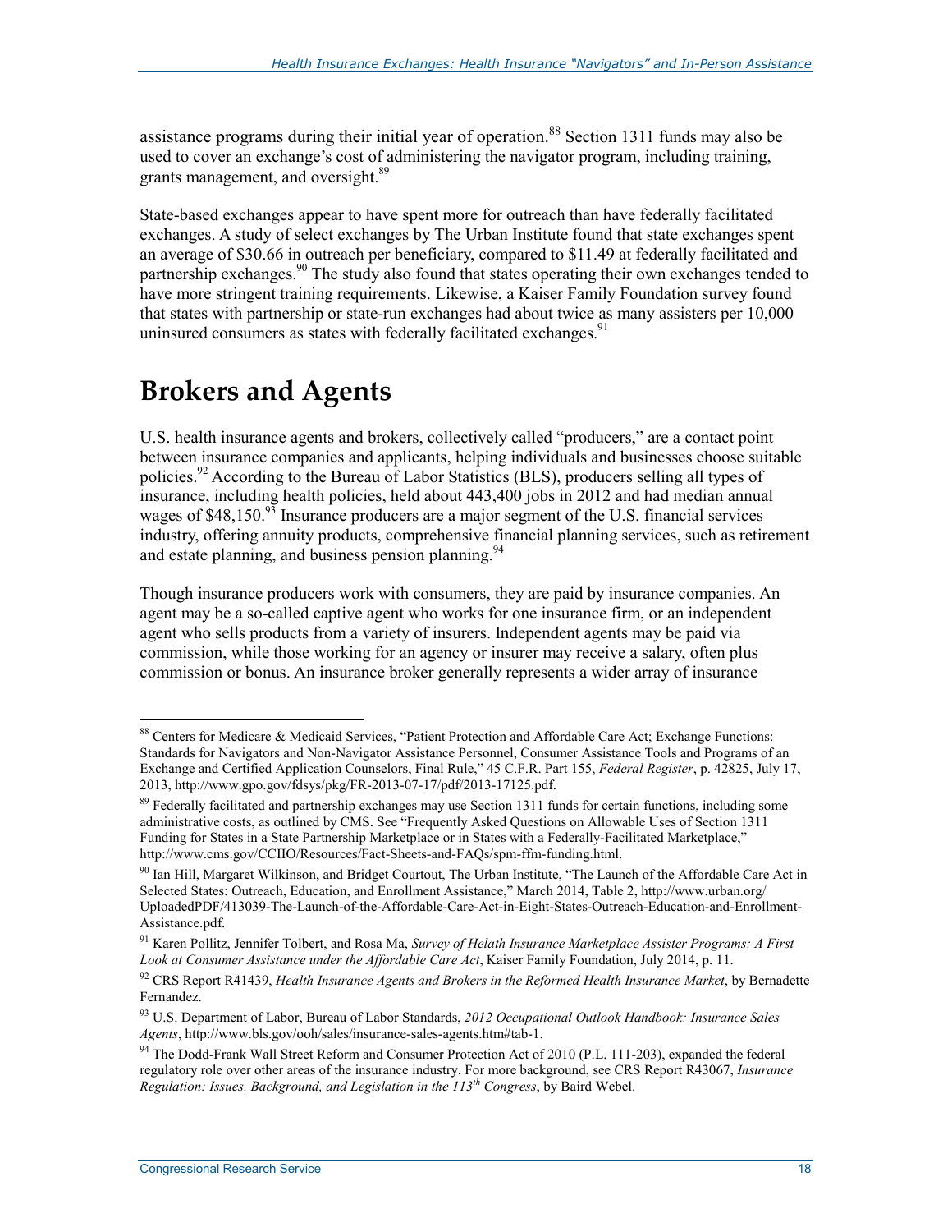assistance programs during their initial year of operation.[88] Section 1311 funds may also be used to cover an exchange's cost of administering the navigator program, including training, grants management, and oversight.[89]

State-based exchanges appear to have spent more for outreach than have federally facilitated exchanges. A study of select exchanges by The Urban Institute found that state exchanges spent an average of $30.66 in outreach per beneficiary, compared to $11.49 at federally facilitated and partnership exchanges.[90] The study also found that states operating their own exchanges tended to have more stringent training requirements. Likewise, a Kaiser Family Foundation survey found that states with partnership or state-run exchanges had about twice as many assisters per 10,000 uninsured consumers as states with federally facilitated exchanges.[91]

# Brokers and Agents

U.S. health insurance agents and brokers, collectively called "producers," are a contact point between insurance companies and applicants, helping individuals and businesses choose suitable policies.[92] According to the Bureau of Labor Statistics (BLS), producers selling all types of insurance, including health policies, held about 443,400 jobs in 2012 and had median annual wages of $48,150.[93] Insurance producers are a major segment of the U.S. financial services industry, offering annuity products, comprehensive financial planning services, such as retirement and estate planning, and business pension planning.[94]

Though insurance producers work with consumers, they are paid by insurance companies. An agent may be a so-called captive agent who works for one insurance firm, or an independent agent who sells products from a variety of insurers. Independent agents may be paid via commission, while those working for an agency or insurer may receive a salary, often plus commission or bonus. An insurance broker generally represents a wider array of insurance

---

[88] Centers for Medicare & Medicaid Services, "Patient Protection and Affordable Care Act; Exchange Functions: Standards for Navigators and Non-Navigator Assistance Personnel, Consumer Assistance Tools and Programs of an Exchange and Certified Application Counselors, Final Rule," 45 C.F.R. Part 155, *Federal Register*, p. 42825, July 17, 2013, http://www.gpo.gov/fdsys/pkg/FR-2013-07-17/pdf/2013-17125.pdf.

[89] Federally facilitated and partnership exchanges may use Section 1311 funds for certain functions, including some administrative costs, as outlined by CMS. See "Frequently Asked Questions on Allowable Uses of Section 1311 Funding for States in a State Partnership Marketplace or in States with a Federally-Facilitated Marketplace," http://www.cms.gov/CCIIO/Resources/Fact-Sheets-and-FAQs/spm-ffm-funding.html.

[90] Ian Hill, Margaret Wilkinson, and Bridget Courtout, The Urban Institute, "The Launch of the Affordable Care Act in Selected States: Outreach, Education, and Enrollment Assistance," March 2014, Table 2, http://www.urban.org/UploadedPDF/413039-The-Launch-of-the-Affordable-Care-Act-in-Eight-States-Outreach-Education-and-Enrollment-Assistance.pdf.

[91] Karen Pollitz, Jennifer Tolbert, and Rosa Ma, *Survey of Helath Insurance Marketplace Assister Programs: A First Look at Consumer Assistance under the Affordable Care Act*, Kaiser Family Foundation, July 2014, p. 11.

[92] CRS Report R41439, *Health Insurance Agents and Brokers in the Reformed Health Insurance Market*, by Bernadette Fernandez.

[93] U.S. Department of Labor, Bureau of Labor Standards, *2012 Occupational Outlook Handbook: Insurance Sales Agents*, http://www.bls.gov/ooh/sales/insurance-sales-agents.htm#tab-1.

[94] The Dodd-Frank Wall Street Reform and Consumer Protection Act of 2010 (P.L. 111-203), expanded the federal regulatory role over other areas of the insurance industry. For more background, see CRS Report R43067, *Insurance Regulation: Issues, Background, and Legislation in the 113th Congress*, by Baird Webel.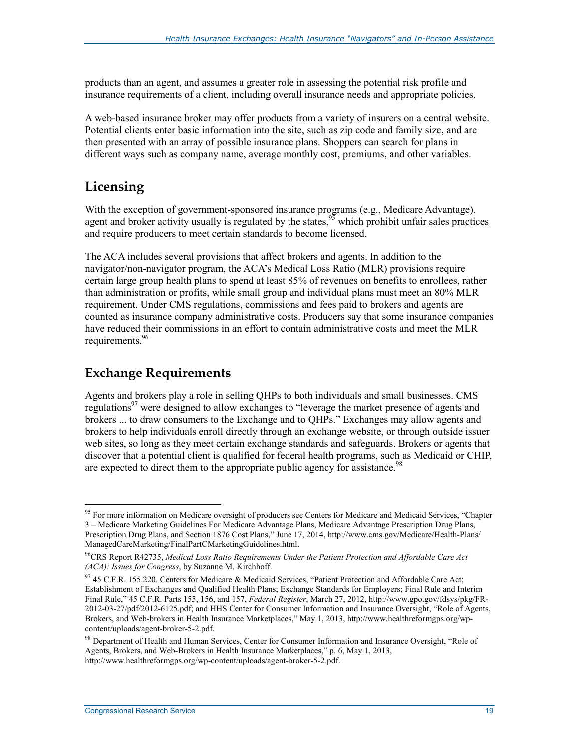products than an agent, and assumes a greater role in assessing the potential risk profile and insurance requirements of a client, including overall insurance needs and appropriate policies.

A web-based insurance broker may offer products from a variety of insurers on a central website. Potential clients enter basic information into the site, such as zip code and family size, and are then presented with an array of possible insurance plans. Shoppers can search for plans in different ways such as company name, average monthly cost, premiums, and other variables.

## Licensing

With the exception of government-sponsored insurance programs (e.g., Medicare Advantage), agent and broker activity usually is regulated by the states,[95] which prohibit unfair sales practices and require producers to meet certain standards to become licensed.

The ACA includes several provisions that affect brokers and agents. In addition to the navigator/non-navigator program, the ACA's Medical Loss Ratio (MLR) provisions require certain large group health plans to spend at least 85% of revenues on benefits to enrollees, rather than administration or profits, while small group and individual plans must meet an 80% MLR requirement. Under CMS regulations, commissions and fees paid to brokers and agents are counted as insurance company administrative costs. Producers say that some insurance companies have reduced their commissions in an effort to contain administrative costs and meet the MLR requirements.[96]

## Exchange Requirements

Agents and brokers play a role in selling QHPs to both individuals and small businesses. CMS regulations[97] were designed to allow exchanges to "leverage the market presence of agents and brokers ... to draw consumers to the Exchange and to QHPs." Exchanges may allow agents and brokers to help individuals enroll directly through an exchange website, or through outside issuer web sites, so long as they meet certain exchange standards and safeguards. Brokers or agents that discover that a potential client is qualified for federal health programs, such as Medicaid or CHIP, are expected to direct them to the appropriate public agency for assistance.[98]

---

[95] For more information on Medicare oversight of producers see Centers for Medicare and Medicaid Services, "Chapter 3 – Medicare Marketing Guidelines For Medicare Advantage Plans, Medicare Advantage Prescription Drug Plans, Prescription Drug Plans, and Section 1876 Cost Plans," June 17, 2014, http://www.cms.gov/Medicare/Health-Plans/ManagedCareMarketing/FinalPartCMarketingGuidelines.html.

[96] CRS Report R42735, *Medical Loss Ratio Requirements Under the Patient Protection and Affordable Care Act (ACA): Issues for Congress*, by Suzanne M. Kirchhoff.

[97] 45 C.F.R. 155.220. Centers for Medicare & Medicaid Services, "Patient Protection and Affordable Care Act; Establishment of Exchanges and Qualified Health Plans; Exchange Standards for Employers; Final Rule and Interim Final Rule," 45 C.F.R. Parts 155, 156, and 157, *Federal Register*, March 27, 2012, http://www.gpo.gov/fdsys/pkg/FR-2012-03-27/pdf/2012-6125.pdf; and HHS Center for Consumer Information and Insurance Oversight, "Role of Agents, Brokers, and Web-brokers in Health Insurance Marketplaces," May 1, 2013, http://www.healthreformgps.org/wp-content/uploads/agent-broker-5-2.pdf.

[98] Department of Health and Human Services, Center for Consumer Information and Insurance Oversight, "Role of Agents, Brokers, and Web-Brokers in Health Insurance Marketplaces," p. 6, May 1, 2013, http://www.healthreformgps.org/wp-content/uploads/agent-broker-5-2.pdf.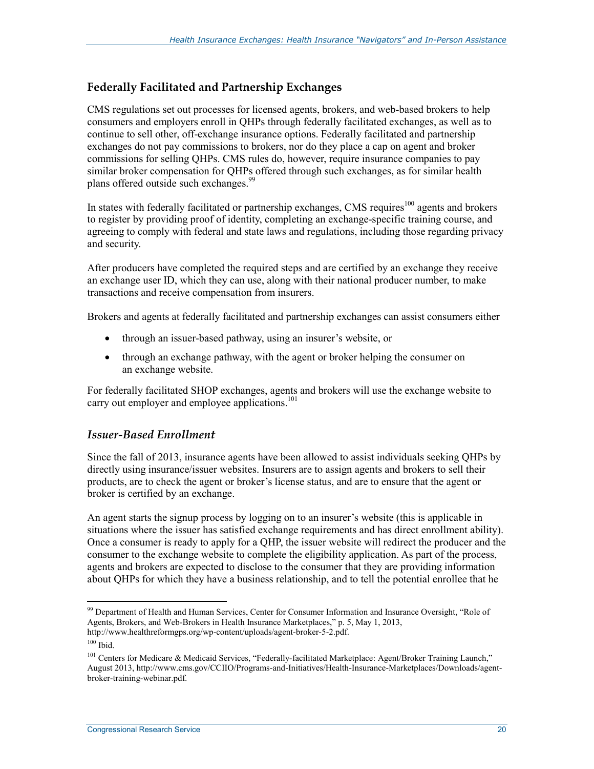## Federally Facilitated and Partnership Exchanges

CMS regulations set out processes for licensed agents, brokers, and web-based brokers to help consumers and employers enroll in QHPs through federally facilitated exchanges, as well as to continue to sell other, off-exchange insurance options. Federally facilitated and partnership exchanges do not pay commissions to brokers, nor do they place a cap on agent and broker commissions for selling QHPs. CMS rules do, however, require insurance companies to pay similar broker compensation for QHPs offered through such exchanges, as for similar health plans offered outside such exchanges.[99]

In states with federally facilitated or partnership exchanges, CMS requires[100] agents and brokers to register by providing proof of identity, completing an exchange-specific training course, and agreeing to comply with federal and state laws and regulations, including those regarding privacy and security.

After producers have completed the required steps and are certified by an exchange they receive an exchange user ID, which they can use, along with their national producer number, to make transactions and receive compensation from insurers.

Brokers and agents at federally facilitated and partnership exchanges can assist consumers either

- through an issuer-based pathway, using an insurer's website, or
- through an exchange pathway, with the agent or broker helping the consumer on an exchange website.

For federally facilitated SHOP exchanges, agents and brokers will use the exchange website to carry out employer and employee applications.[101]

### *Issuer-Based Enrollment*

Since the fall of 2013, insurance agents have been allowed to assist individuals seeking QHPs by directly using insurance/issuer websites. Insurers are to assign agents and brokers to sell their products, are to check the agent or broker's license status, and are to ensure that the agent or broker is certified by an exchange.

An agent starts the signup process by logging on to an insurer's website (this is applicable in situations where the issuer has satisfied exchange requirements and has direct enrollment ability). Once a consumer is ready to apply for a QHP, the issuer website will redirect the producer and the consumer to the exchange website to complete the eligibility application. As part of the process, agents and brokers are expected to disclose to the consumer that they are providing information about QHPs for which they have a business relationship, and to tell the potential enrollee that he

---

[99] Department of Health and Human Services, Center for Consumer Information and Insurance Oversight, "Role of Agents, Brokers, and Web-Brokers in Health Insurance Marketplaces," p. 5, May 1, 2013, http://www.healthreformgps.org/wp-content/uploads/agent-broker-5-2.pdf.

[100] Ibid.

[101] Centers for Medicare & Medicaid Services, "Federally-facilitated Marketplace: Agent/Broker Training Launch," August 2013, http://www.cms.gov/CCIIO/Programs-and-Initiatives/Health-Insurance-Marketplaces/Downloads/agent-broker-training-webinar.pdf.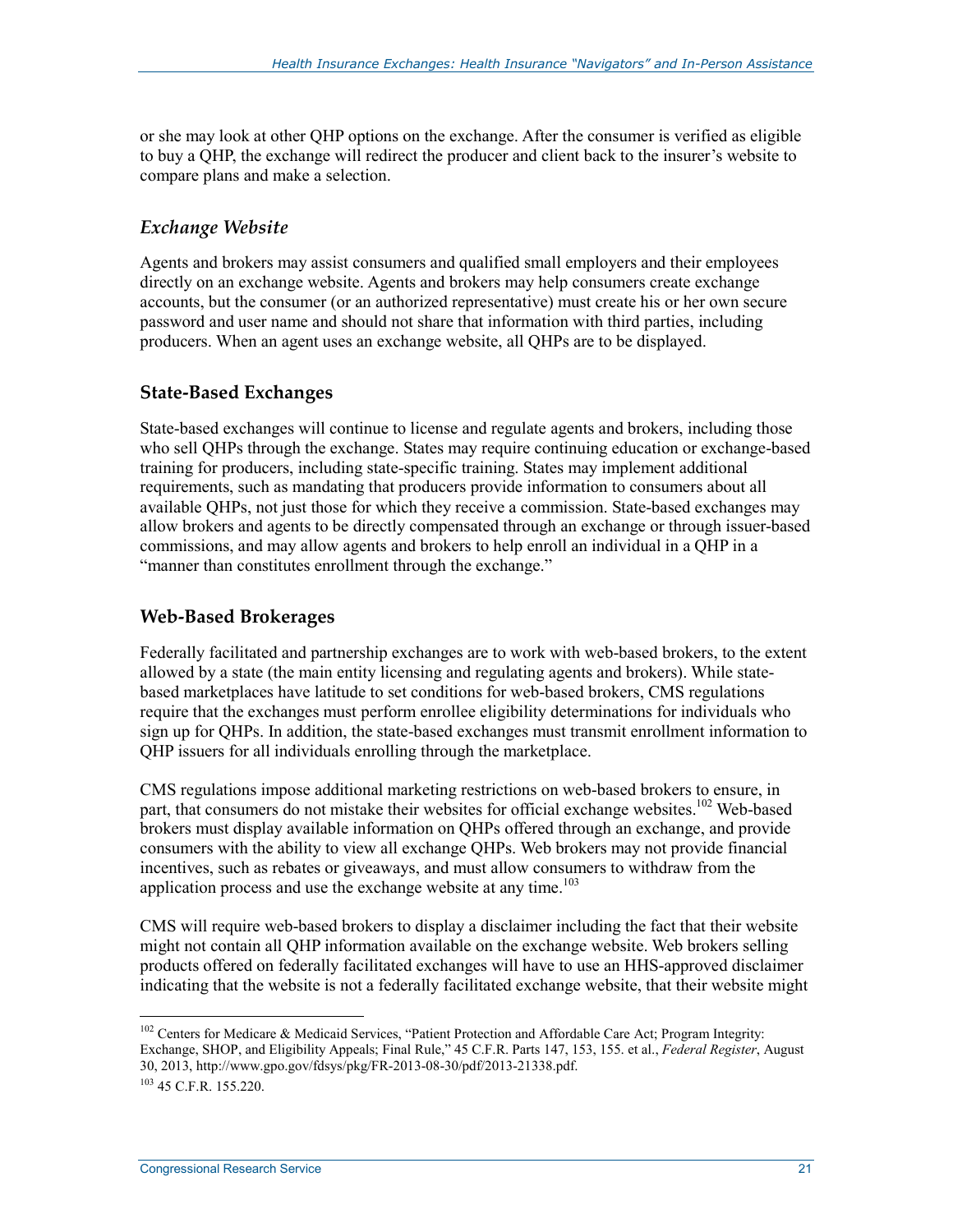or she may look at other QHP options on the exchange. After the consumer is verified as eligible to buy a QHP, the exchange will redirect the producer and client back to the insurer's website to compare plans and make a selection.

#### *Exchange Website*

Agents and brokers may assist consumers and qualified small employers and their employees directly on an exchange website. Agents and brokers may help consumers create exchange accounts, but the consumer (or an authorized representative) must create his or her own secure password and user name and should not share that information with third parties, including producers. When an agent uses an exchange website, all QHPs are to be displayed.

### State-Based Exchanges

State-based exchanges will continue to license and regulate agents and brokers, including those who sell QHPs through the exchange. States may require continuing education or exchange-based training for producers, including state-specific training. States may implement additional requirements, such as mandating that producers provide information to consumers about all available QHPs, not just those for which they receive a commission. State-based exchanges may allow brokers and agents to be directly compensated through an exchange or through issuer-based commissions, and may allow agents and brokers to help enroll an individual in a QHP in a "manner than constitutes enrollment through the exchange."

### Web-Based Brokerages

Federally facilitated and partnership exchanges are to work with web-based brokers, to the extent allowed by a state (the main entity licensing and regulating agents and brokers). While state-based marketplaces have latitude to set conditions for web-based brokers, CMS regulations require that the exchanges must perform enrollee eligibility determinations for individuals who sign up for QHPs. In addition, the state-based exchanges must transmit enrollment information to QHP issuers for all individuals enrolling through the marketplace.

CMS regulations impose additional marketing restrictions on web-based brokers to ensure, in part, that consumers do not mistake their websites for official exchange websites.[102] Web-based brokers must display available information on QHPs offered through an exchange, and provide consumers with the ability to view all exchange QHPs. Web brokers may not provide financial incentives, such as rebates or giveaways, and must allow consumers to withdraw from the application process and use the exchange website at any time.[103]

CMS will require web-based brokers to display a disclaimer including the fact that their website might not contain all QHP information available on the exchange website. Web brokers selling products offered on federally facilitated exchanges will have to use an HHS-approved disclaimer indicating that the website is not a federally facilitated exchange website, that their website might

---

[102] Centers for Medicare & Medicaid Services, "Patient Protection and Affordable Care Act; Program Integrity: Exchange, SHOP, and Eligibility Appeals; Final Rule," 45 C.F.R. Parts 147, 153, 155. et al., *Federal Register*, August 30, 2013, http://www.gpo.gov/fdsys/pkg/FR-2013-08-30/pdf/2013-21338.pdf.

[103] 45 C.F.R. 155.220.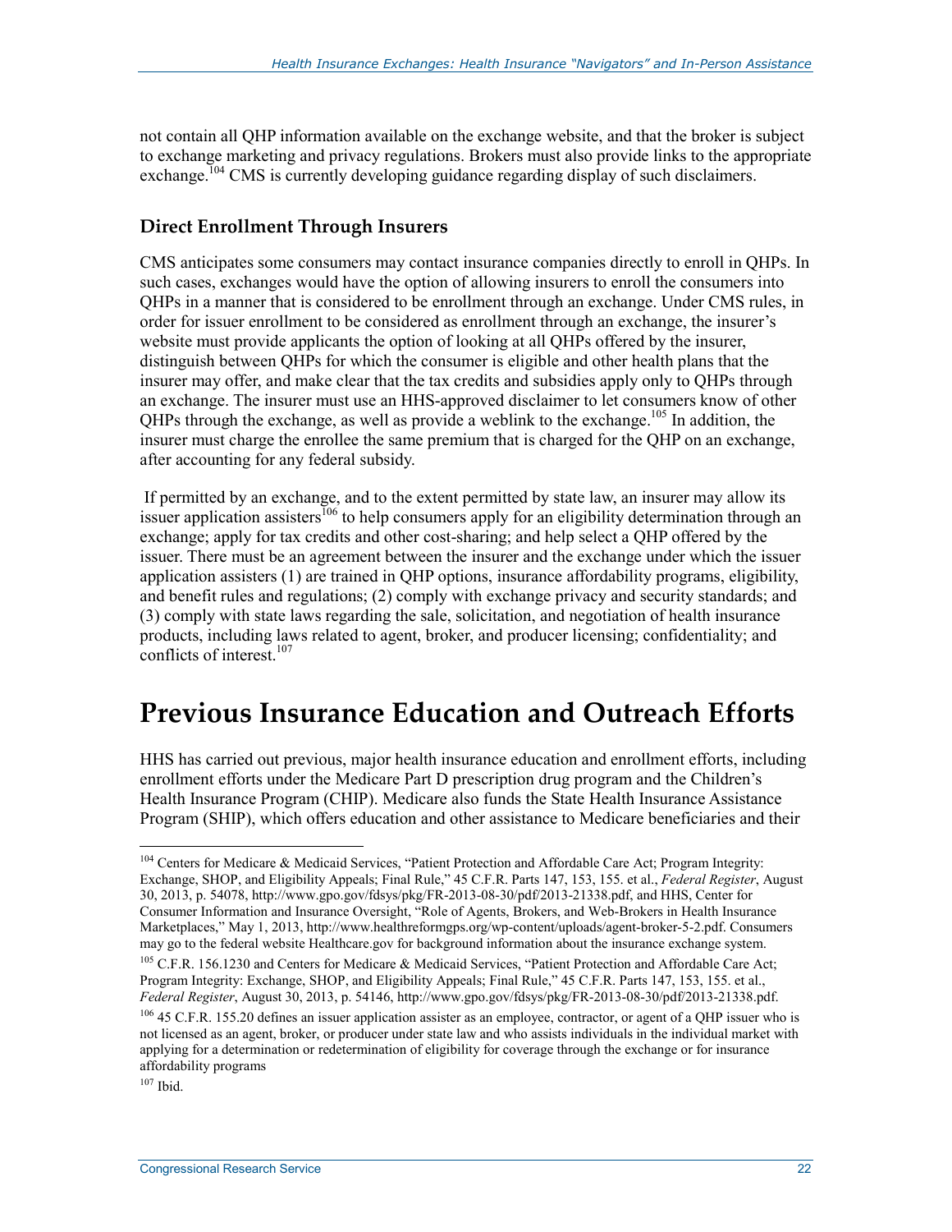not contain all QHP information available on the exchange website, and that the broker is subject to exchange marketing and privacy regulations. Brokers must also provide links to the appropriate exchange.[104] CMS is currently developing guidance regarding display of such disclaimers.

### Direct Enrollment Through Insurers

CMS anticipates some consumers may contact insurance companies directly to enroll in QHPs. In such cases, exchanges would have the option of allowing insurers to enroll the consumers into QHPs in a manner that is considered to be enrollment through an exchange. Under CMS rules, in order for issuer enrollment to be considered as enrollment through an exchange, the insurer's website must provide applicants the option of looking at all QHPs offered by the insurer, distinguish between QHPs for which the consumer is eligible and other health plans that the insurer may offer, and make clear that the tax credits and subsidies apply only to QHPs through an exchange. The insurer must use an HHS-approved disclaimer to let consumers know of other QHPs through the exchange, as well as provide a weblink to the exchange.[105] In addition, the insurer must charge the enrollee the same premium that is charged for the QHP on an exchange, after accounting for any federal subsidy.

If permitted by an exchange, and to the extent permitted by state law, an insurer may allow its issuer application assisters[106] to help consumers apply for an eligibility determination through an exchange; apply for tax credits and other cost-sharing; and help select a QHP offered by the issuer. There must be an agreement between the insurer and the exchange under which the issuer application assisters (1) are trained in QHP options, insurance affordability programs, eligibility, and benefit rules and regulations; (2) comply with exchange privacy and security standards; and (3) comply with state laws regarding the sale, solicitation, and negotiation of health insurance products, including laws related to agent, broker, and producer licensing; confidentiality; and conflicts of interest.[107]

# Previous Insurance Education and Outreach Efforts

HHS has carried out previous, major health insurance education and enrollment efforts, including enrollment efforts under the Medicare Part D prescription drug program and the Children's Health Insurance Program (CHIP). Medicare also funds the State Health Insurance Assistance Program (SHIP), which offers education and other assistance to Medicare beneficiaries and their

---

[104] Centers for Medicare & Medicaid Services, "Patient Protection and Affordable Care Act; Program Integrity: Exchange, SHOP, and Eligibility Appeals; Final Rule," 45 C.F.R. Parts 147, 153, 155. et al., *Federal Register*, August 30, 2013, p. 54078, http://www.gpo.gov/fdsys/pkg/FR-2013-08-30/pdf/2013-21338.pdf, and HHS, Center for Consumer Information and Insurance Oversight, "Role of Agents, Brokers, and Web-Brokers in Health Insurance Marketplaces," May 1, 2013, http://www.healthreformgps.org/wp-content/uploads/agent-broker-5-2.pdf. Consumers may go to the federal website Healthcare.gov for background information about the insurance exchange system.

[105] C.F.R. 156.1230 and Centers for Medicare & Medicaid Services, "Patient Protection and Affordable Care Act; Program Integrity: Exchange, SHOP, and Eligibility Appeals; Final Rule," 45 C.F.R. Parts 147, 153, 155. et al., *Federal Register*, August 30, 2013, p. 54146, http://www.gpo.gov/fdsys/pkg/FR-2013-08-30/pdf/2013-21338.pdf.

[106] 45 C.F.R. 155.20 defines an issuer application assister as an employee, contractor, or agent of a QHP issuer who is not licensed as an agent, broker, or producer under state law and who assists individuals in the individual market with applying for a determination or redetermination of eligibility for coverage through the exchange or for insurance affordability programs

[107] Ibid.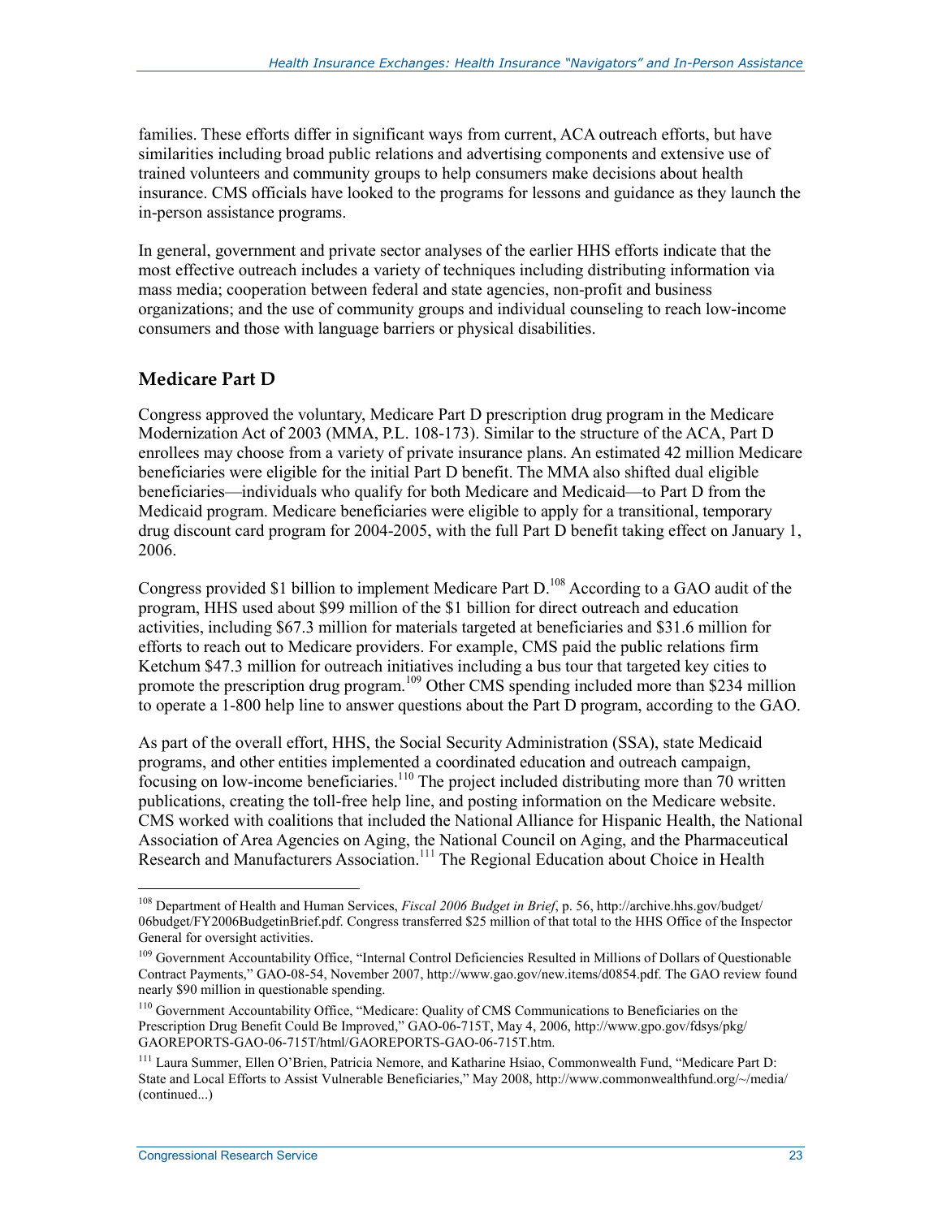families. These efforts differ in significant ways from current, ACA outreach efforts, but have similarities including broad public relations and advertising components and extensive use of trained volunteers and community groups to help consumers make decisions about health insurance. CMS officials have looked to the programs for lessons and guidance as they launch the in-person assistance programs.

In general, government and private sector analyses of the earlier HHS efforts indicate that the most effective outreach includes a variety of techniques including distributing information via mass media; cooperation between federal and state agencies, non-profit and business organizations; and the use of community groups and individual counseling to reach low-income consumers and those with language barriers or physical disabilities.

## Medicare Part D

Congress approved the voluntary, Medicare Part D prescription drug program in the Medicare Modernization Act of 2003 (MMA, P.L. 108-173). Similar to the structure of the ACA, Part D enrollees may choose from a variety of private insurance plans. An estimated 42 million Medicare beneficiaries were eligible for the initial Part D benefit. The MMA also shifted dual eligible beneficiaries—individuals who qualify for both Medicare and Medicaid—to Part D from the Medicaid program. Medicare beneficiaries were eligible to apply for a transitional, temporary drug discount card program for 2004-2005, with the full Part D benefit taking effect on January 1, 2006.

Congress provided $1 billion to implement Medicare Part D.[108] According to a GAO audit of the program, HHS used about $99 million of the $1 billion for direct outreach and education activities, including $67.3 million for materials targeted at beneficiaries and $31.6 million for efforts to reach out to Medicare providers. For example, CMS paid the public relations firm Ketchum $47.3 million for outreach initiatives including a bus tour that targeted key cities to promote the prescription drug program.[109] Other CMS spending included more than $234 million to operate a 1-800 help line to answer questions about the Part D program, according to the GAO.

As part of the overall effort, HHS, the Social Security Administration (SSA), state Medicaid programs, and other entities implemented a coordinated education and outreach campaign, focusing on low-income beneficiaries.[110] The project included distributing more than 70 written publications, creating the toll-free help line, and posting information on the Medicare website. CMS worked with coalitions that included the National Alliance for Hispanic Health, the National Association of Area Agencies on Aging, the National Council on Aging, and the Pharmaceutical Research and Manufacturers Association.[111] The Regional Education about Choice in Health

---

[108] Department of Health and Human Services, *Fiscal 2006 Budget in Brief*, p. 56, http://archive.hhs.gov/budget/06budget/FY2006BudgetinBrief.pdf. Congress transferred $25 million of that total to the HHS Office of the Inspector General for oversight activities.

[109] Government Accountability Office, "Internal Control Deficiencies Resulted in Millions of Dollars of Questionable Contract Payments," GAO-08-54, November 2007, http://www.gao.gov/new.items/d0854.pdf. The GAO review found nearly $90 million in questionable spending.

[110] Government Accountability Office, "Medicare: Quality of CMS Communications to Beneficiaries on the Prescription Drug Benefit Could Be Improved," GAO-06-715T, May 4, 2006, http://www.gpo.gov/fdsys/pkg/GAOREPORTS-GAO-06-715T/html/GAOREPORTS-GAO-06-715T.htm.

[111] Laura Summer, Ellen O'Brien, Patricia Nemore, and Katharine Hsiao, Commonwealth Fund, "Medicare Part D: State and Local Efforts to Assist Vulnerable Beneficiaries," May 2008, http://www.commonwealthfund.org/~/media/ (continued...)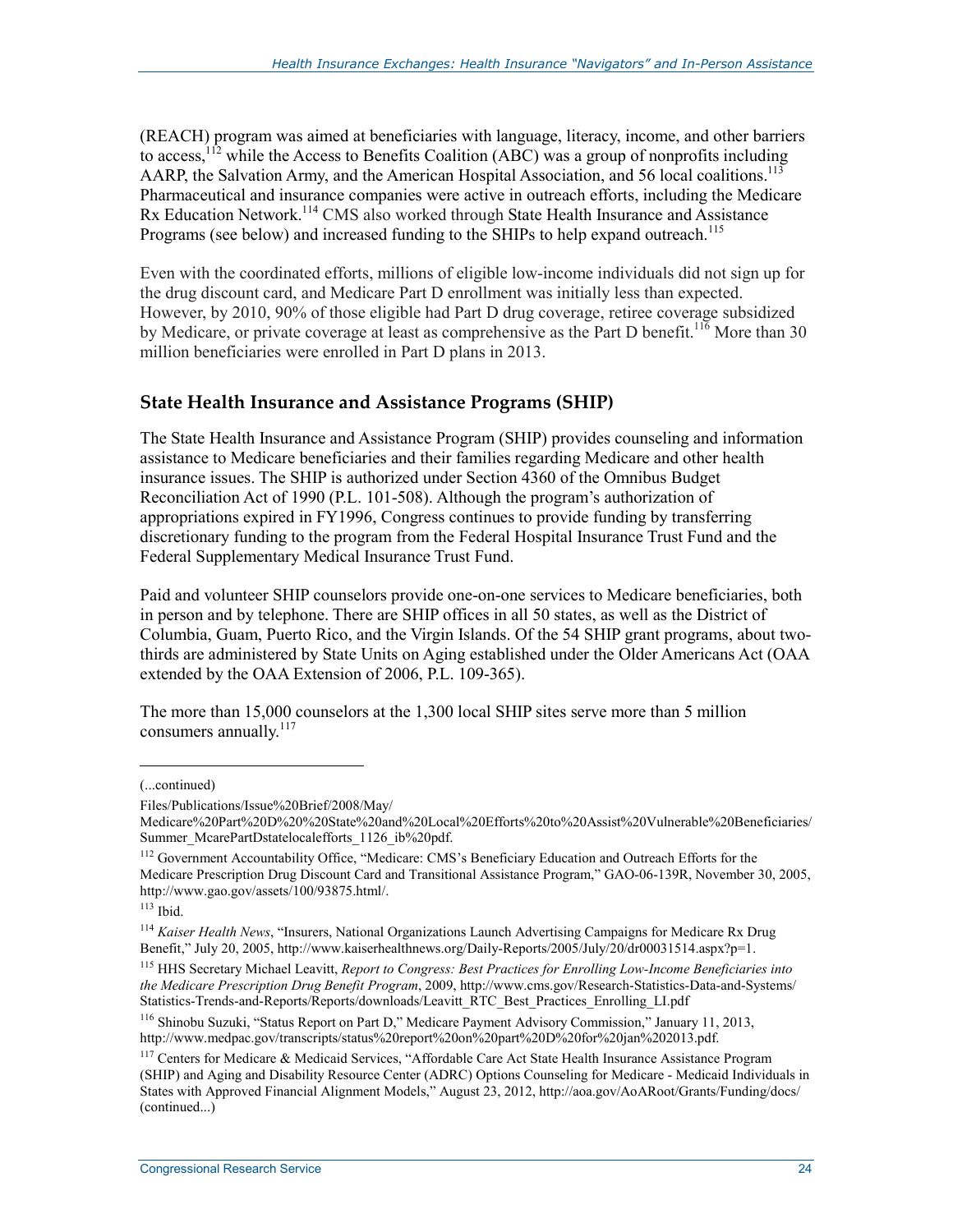(REACH) program was aimed at beneficiaries with language, literacy, income, and other barriers to access,[112] while the Access to Benefits Coalition (ABC) was a group of nonprofits including AARP, the Salvation Army, and the American Hospital Association, and 56 local coalitions.[113] Pharmaceutical and insurance companies were active in outreach efforts, including the Medicare Rx Education Network.[114] CMS also worked through State Health Insurance and Assistance Programs (see below) and increased funding to the SHIPs to help expand outreach.[115]

Even with the coordinated efforts, millions of eligible low-income individuals did not sign up for the drug discount card, and Medicare Part D enrollment was initially less than expected. However, by 2010, 90% of those eligible had Part D drug coverage, retiree coverage subsidized by Medicare, or private coverage at least as comprehensive as the Part D benefit.[116] More than 30 million beneficiaries were enrolled in Part D plans in 2013.

## State Health Insurance and Assistance Programs (SHIP)

The State Health Insurance and Assistance Program (SHIP) provides counseling and information assistance to Medicare beneficiaries and their families regarding Medicare and other health insurance issues. The SHIP is authorized under Section 4360 of the Omnibus Budget Reconciliation Act of 1990 (P.L. 101-508). Although the program's authorization of appropriations expired in FY1996, Congress continues to provide funding by transferring discretionary funding to the program from the Federal Hospital Insurance Trust Fund and the Federal Supplementary Medical Insurance Trust Fund.

Paid and volunteer SHIP counselors provide one-on-one services to Medicare beneficiaries, both in person and by telephone. There are SHIP offices in all 50 states, as well as the District of Columbia, Guam, Puerto Rico, and the Virgin Islands. Of the 54 SHIP grant programs, about two-thirds are administered by State Units on Aging established under the Older Americans Act (OAA extended by the OAA Extension of 2006, P.L. 109-365).

The more than 15,000 counselors at the 1,300 local SHIP sites serve more than 5 million consumers annually.[117]

---

(...continued)

Files/Publications/Issue%20Brief/2008/May/Medicare%20Part%20D%20%20State%20and%20Local%20Efforts%20to%20Assist%20Vulnerable%20Beneficiaries/Summer_McarePartDstatelocalefforts_1126_ib%20pdf.

[112] Government Accountability Office, "Medicare: CMS's Beneficiary Education and Outreach Efforts for the Medicare Prescription Drug Discount Card and Transitional Assistance Program," GAO-06-139R, November 30, 2005, http://www.gao.gov/assets/100/93875.html/.

[113] Ibid.

[114] *Kaiser Health News*, "Insurers, National Organizations Launch Advertising Campaigns for Medicare Rx Drug Benefit," July 20, 2005, http://www.kaiserhealthnews.org/Daily-Reports/2005/July/20/dr00031514.aspx?p=1.

[115] HHS Secretary Michael Leavitt, *Report to Congress: Best Practices for Enrolling Low-Income Beneficiaries into the Medicare Prescription Drug Benefit Program*, 2009, http://www.cms.gov/Research-Statistics-Data-and-Systems/Statistics-Trends-and-Reports/Reports/downloads/Leavitt_RTC_Best_Practices_Enrolling_LI.pdf

[116] Shinobu Suzuki, "Status Report on Part D," Medicare Payment Advisory Commission," January 11, 2013, http://www.medpac.gov/transcripts/status%20report%20on%20part%20D%20for%20jan%202013.pdf.

[117] Centers for Medicare & Medicaid Services, "Affordable Care Act State Health Insurance Assistance Program (SHIP) and Aging and Disability Resource Center (ADRC) Options Counseling for Medicare - Medicaid Individuals in States with Approved Financial Alignment Models," August 23, 2012, http://aoa.gov/AoARoot/Grants/Funding/docs/ (continued...)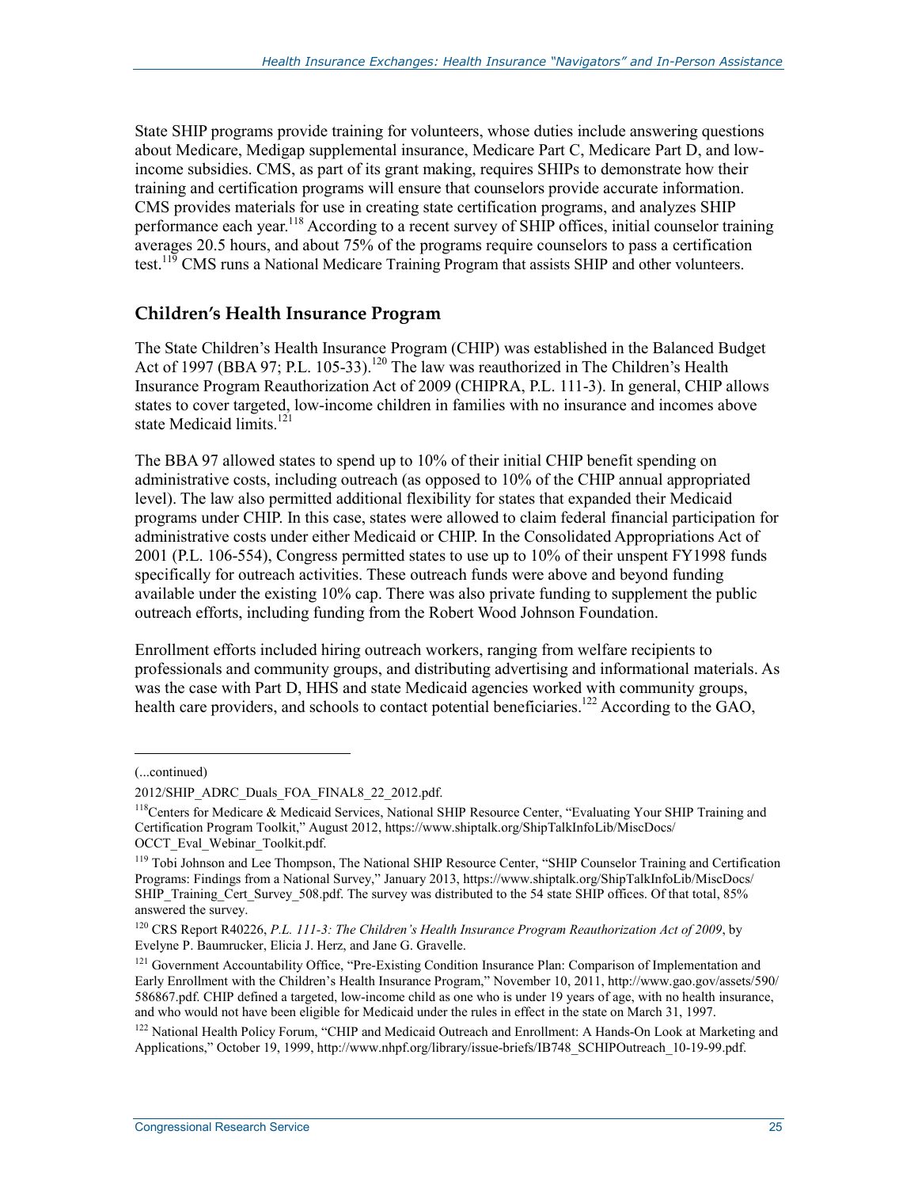State SHIP programs provide training for volunteers, whose duties include answering questions about Medicare, Medigap supplemental insurance, Medicare Part C, Medicare Part D, and low-income subsidies. CMS, as part of its grant making, requires SHIPs to demonstrate how their training and certification programs will ensure that counselors provide accurate information. CMS provides materials for use in creating state certification programs, and analyzes SHIP performance each year.[118] According to a recent survey of SHIP offices, initial counselor training averages 20.5 hours, and about 75% of the programs require counselors to pass a certification test.[119] CMS runs a National Medicare Training Program that assists SHIP and other volunteers.

## Children's Health Insurance Program

The State Children's Health Insurance Program (CHIP) was established in the Balanced Budget Act of 1997 (BBA 97; P.L. 105-33).[120] The law was reauthorized in The Children's Health Insurance Program Reauthorization Act of 2009 (CHIPRA, P.L. 111-3). In general, CHIP allows states to cover targeted, low-income children in families with no insurance and incomes above state Medicaid limits.[121]

The BBA 97 allowed states to spend up to 10% of their initial CHIP benefit spending on administrative costs, including outreach (as opposed to 10% of the CHIP annual appropriated level). The law also permitted additional flexibility for states that expanded their Medicaid programs under CHIP. In this case, states were allowed to claim federal financial participation for administrative costs under either Medicaid or CHIP. In the Consolidated Appropriations Act of 2001 (P.L. 106-554), Congress permitted states to use up to 10% of their unspent FY1998 funds specifically for outreach activities. These outreach funds were above and beyond funding available under the existing 10% cap. There was also private funding to supplement the public outreach efforts, including funding from the Robert Wood Johnson Foundation.

Enrollment efforts included hiring outreach workers, ranging from welfare recipients to professionals and community groups, and distributing advertising and informational materials. As was the case with Part D, HHS and state Medicaid agencies worked with community groups, health care providers, and schools to contact potential beneficiaries.[122] According to the GAO,

---

(...continued)

2012/SHIP_ADRC_Duals_FOA_FINAL8_22_2012.pdf.

[118] Centers for Medicare & Medicaid Services, National SHIP Resource Center, "Evaluating Your SHIP Training and Certification Program Toolkit," August 2012, https://www.shiptalk.org/ShipTalkInfoLib/MiscDocs/OCCT_Eval_Webinar_Toolkit.pdf.

[119] Tobi Johnson and Lee Thompson, The National SHIP Resource Center, "SHIP Counselor Training and Certification Programs: Findings from a National Survey," January 2013, https://www.shiptalk.org/ShipTalkInfoLib/MiscDocs/SHIP_Training_Cert_Survey_508.pdf. The survey was distributed to the 54 state SHIP offices. Of that total, 85% answered the survey.

[120] CRS Report R40226, *P.L. 111-3: The Children's Health Insurance Program Reauthorization Act of 2009*, by Evelyne P. Baumrucker, Elicia J. Herz, and Jane G. Gravelle.

[121] Government Accountability Office, "Pre-Existing Condition Insurance Plan: Comparison of Implementation and Early Enrollment with the Children's Health Insurance Program," November 10, 2011, http://www.gao.gov/assets/590/586867.pdf. CHIP defined a targeted, low-income child as one who is under 19 years of age, with no health insurance, and who would not have been eligible for Medicaid under the rules in effect in the state on March 31, 1997.

[122] National Health Policy Forum, "CHIP and Medicaid Outreach and Enrollment: A Hands-On Look at Marketing and Applications," October 19, 1999, http://www.nhpf.org/library/issue-briefs/IB748_SCHIPOutreach_10-19-99.pdf.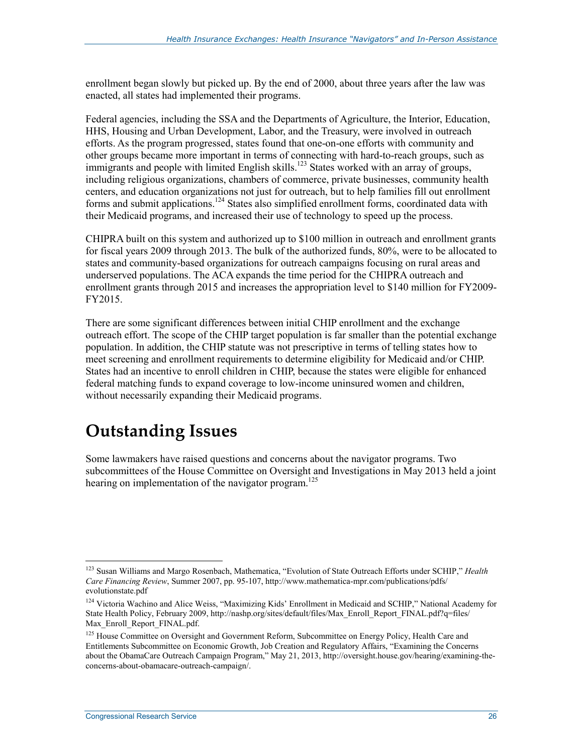enrollment began slowly but picked up. By the end of 2000, about three years after the law was enacted, all states had implemented their programs.

Federal agencies, including the SSA and the Departments of Agriculture, the Interior, Education, HHS, Housing and Urban Development, Labor, and the Treasury, were involved in outreach efforts. As the program progressed, states found that one-on-one efforts with community and other groups became more important in terms of connecting with hard-to-reach groups, such as immigrants and people with limited English skills.[123] States worked with an array of groups, including religious organizations, chambers of commerce, private businesses, community health centers, and education organizations not just for outreach, but to help families fill out enrollment forms and submit applications.[124] States also simplified enrollment forms, coordinated data with their Medicaid programs, and increased their use of technology to speed up the process.

CHIPRA built on this system and authorized up to $100 million in outreach and enrollment grants for fiscal years 2009 through 2013. The bulk of the authorized funds, 80%, were to be allocated to states and community-based organizations for outreach campaigns focusing on rural areas and underserved populations. The ACA expands the time period for the CHIPRA outreach and enrollment grants through 2015 and increases the appropriation level to $140 million for FY2009-FY2015.

There are some significant differences between initial CHIP enrollment and the exchange outreach effort. The scope of the CHIP target population is far smaller than the potential exchange population. In addition, the CHIP statute was not prescriptive in terms of telling states how to meet screening and enrollment requirements to determine eligibility for Medicaid and/or CHIP. States had an incentive to enroll children in CHIP, because the states were eligible for enhanced federal matching funds to expand coverage to low-income uninsured women and children, without necessarily expanding their Medicaid programs.

# Outstanding Issues

Some lawmakers have raised questions and concerns about the navigator programs. Two subcommittees of the House Committee on Oversight and Investigations in May 2013 held a joint hearing on implementation of the navigator program.[125]

---

[123] Susan Williams and Margo Rosenbach, Mathematica, "Evolution of State Outreach Efforts under SCHIP," *Health Care Financing Review*, Summer 2007, pp. 95-107, http://www.mathematica-mpr.com/publications/pdfs/evolutionstate.pdf

[124] Victoria Wachino and Alice Weiss, "Maximizing Kids' Enrollment in Medicaid and SCHIP," National Academy for State Health Policy, February 2009, http://nashp.org/sites/default/files/Max_Enroll_Report_FINAL.pdf?q=files/Max_Enroll_Report_FINAL.pdf.

[125] House Committee on Oversight and Government Reform, Subcommittee on Energy Policy, Health Care and Entitlements Subcommittee on Economic Growth, Job Creation and Regulatory Affairs, "Examining the Concerns about the ObamaCare Outreach Campaign Program," May 21, 2013, http://oversight.house.gov/hearing/examining-the-concerns-about-obamacare-outreach-campaign/.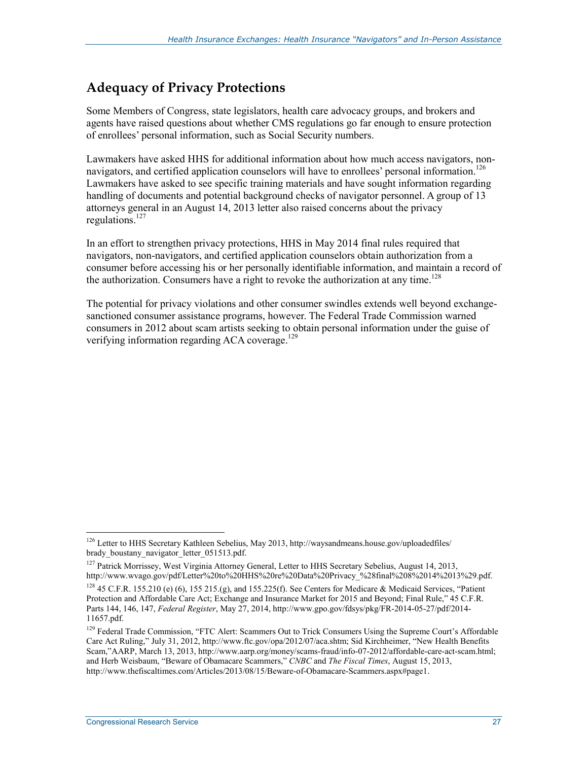## Adequacy of Privacy Protections

Some Members of Congress, state legislators, health care advocacy groups, and brokers and agents have raised questions about whether CMS regulations go far enough to ensure protection of enrollees' personal information, such as Social Security numbers.

Lawmakers have asked HHS for additional information about how much access navigators, non-navigators, and certified application counselors will have to enrollees' personal information.[126] Lawmakers have asked to see specific training materials and have sought information regarding handling of documents and potential background checks of navigator personnel. A group of 13 attorneys general in an August 14, 2013 letter also raised concerns about the privacy regulations.[127]

In an effort to strengthen privacy protections, HHS in May 2014 final rules required that navigators, non-navigators, and certified application counselors obtain authorization from a consumer before accessing his or her personally identifiable information, and maintain a record of the authorization. Consumers have a right to revoke the authorization at any time.[128]

The potential for privacy violations and other consumer swindles extends well beyond exchange-sanctioned consumer assistance programs, however. The Federal Trade Commission warned consumers in 2012 about scam artists seeking to obtain personal information under the guise of verifying information regarding ACA coverage.[129]

---

[126] Letter to HHS Secretary Kathleen Sebelius, May 2013, http://waysandmeans.house.gov/uploadedfiles/brady_boustany_navigator_letter_051513.pdf.

[127] Patrick Morrissey, West Virginia Attorney General, Letter to HHS Secretary Sebelius, August 14, 2013, http://www.wvago.gov/pdf/Letter%20to%20HHS%20re%20Data%20Privacy_%28final%208%2014%2013%29.pdf.

[128] 45 C.F.R. 155.210 (e) (6), 155 215.(g), and 155.225(f). See Centers for Medicare & Medicaid Services, "Patient Protection and Affordable Care Act; Exchange and Insurance Market for 2015 and Beyond; Final Rule," 45 C.F.R. Parts 144, 146, 147, *Federal Register*, May 27, 2014, http://www.gpo.gov/fdsys/pkg/FR-2014-05-27/pdf/2014-11657.pdf.

[129] Federal Trade Commission, "FTC Alert: Scammers Out to Trick Consumers Using the Supreme Court's Affordable Care Act Ruling," July 31, 2012, http://www.ftc.gov/opa/2012/07/aca.shtm; Sid Kirchheimer, "New Health Benefits Scam,"AARP, March 13, 2013, http://www.aarp.org/money/scams-fraud/info-07-2012/affordable-care-act-scam.html; and Herb Weisbaum, "Beware of Obamacare Scammers," *CNBC* and *The Fiscal Times*, August 15, 2013, http://www.thefiscaltimes.com/Articles/2013/08/15/Beware-of-Obamacare-Scammers.aspx#page1.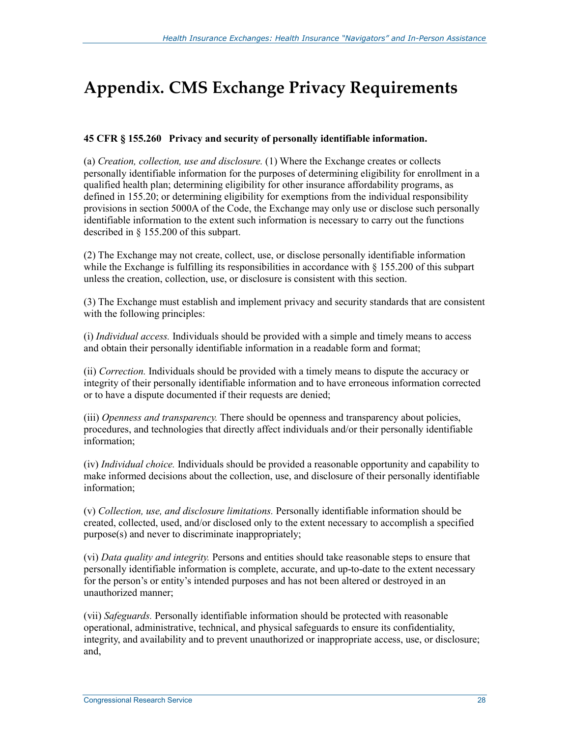# Appendix. CMS Exchange Privacy Requirements

**45 CFR § 155.260 Privacy and security of personally identifiable information.**

(a) *Creation, collection, use and disclosure.* (1) Where the Exchange creates or collects personally identifiable information for the purposes of determining eligibility for enrollment in a qualified health plan; determining eligibility for other insurance affordability programs, as defined in 155.20; or determining eligibility for exemptions from the individual responsibility provisions in section 5000A of the Code, the Exchange may only use or disclose such personally identifiable information to the extent such information is necessary to carry out the functions described in § 155.200 of this subpart.

(2) The Exchange may not create, collect, use, or disclose personally identifiable information while the Exchange is fulfilling its responsibilities in accordance with § 155.200 of this subpart unless the creation, collection, use, or disclosure is consistent with this section.

(3) The Exchange must establish and implement privacy and security standards that are consistent with the following principles:

(i) *Individual access.* Individuals should be provided with a simple and timely means to access and obtain their personally identifiable information in a readable form and format;

(ii) *Correction.* Individuals should be provided with a timely means to dispute the accuracy or integrity of their personally identifiable information and to have erroneous information corrected or to have a dispute documented if their requests are denied;

(iii) *Openness and transparency.* There should be openness and transparency about policies, procedures, and technologies that directly affect individuals and/or their personally identifiable information;

(iv) *Individual choice.* Individuals should be provided a reasonable opportunity and capability to make informed decisions about the collection, use, and disclosure of their personally identifiable information;

(v) *Collection, use, and disclosure limitations.* Personally identifiable information should be created, collected, used, and/or disclosed only to the extent necessary to accomplish a specified purpose(s) and never to discriminate inappropriately;

(vi) *Data quality and integrity.* Persons and entities should take reasonable steps to ensure that personally identifiable information is complete, accurate, and up-to-date to the extent necessary for the person's or entity's intended purposes and has not been altered or destroyed in an unauthorized manner;

(vii) *Safeguards.* Personally identifiable information should be protected with reasonable operational, administrative, technical, and physical safeguards to ensure its confidentiality, integrity, and availability and to prevent unauthorized or inappropriate access, use, or disclosure; and,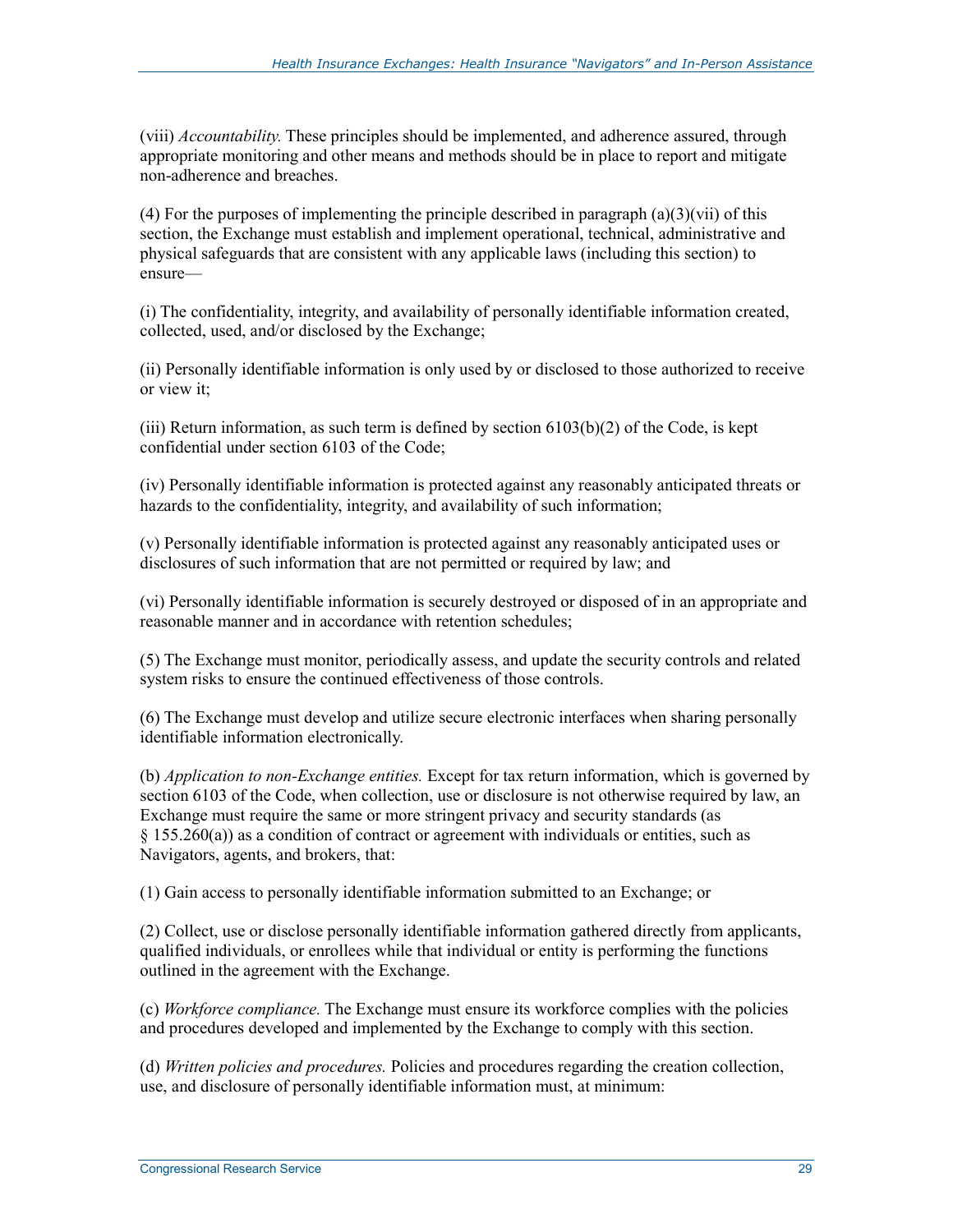(viii) *Accountability.* These principles should be implemented, and adherence assured, through appropriate monitoring and other means and methods should be in place to report and mitigate non-adherence and breaches.

(4) For the purposes of implementing the principle described in paragraph (a)(3)(vii) of this section, the Exchange must establish and implement operational, technical, administrative and physical safeguards that are consistent with any applicable laws (including this section) to ensure—

(i) The confidentiality, integrity, and availability of personally identifiable information created, collected, used, and/or disclosed by the Exchange;

(ii) Personally identifiable information is only used by or disclosed to those authorized to receive or view it;

(iii) Return information, as such term is defined by section 6103(b)(2) of the Code, is kept confidential under section 6103 of the Code;

(iv) Personally identifiable information is protected against any reasonably anticipated threats or hazards to the confidentiality, integrity, and availability of such information;

(v) Personally identifiable information is protected against any reasonably anticipated uses or disclosures of such information that are not permitted or required by law; and

(vi) Personally identifiable information is securely destroyed or disposed of in an appropriate and reasonable manner and in accordance with retention schedules;

(5) The Exchange must monitor, periodically assess, and update the security controls and related system risks to ensure the continued effectiveness of those controls.

(6) The Exchange must develop and utilize secure electronic interfaces when sharing personally identifiable information electronically.

(b) *Application to non-Exchange entities.* Except for tax return information, which is governed by section 6103 of the Code, when collection, use or disclosure is not otherwise required by law, an Exchange must require the same or more stringent privacy and security standards (as § 155.260(a)) as a condition of contract or agreement with individuals or entities, such as Navigators, agents, and brokers, that:

(1) Gain access to personally identifiable information submitted to an Exchange; or

(2) Collect, use or disclose personally identifiable information gathered directly from applicants, qualified individuals, or enrollees while that individual or entity is performing the functions outlined in the agreement with the Exchange.

(c) *Workforce compliance.* The Exchange must ensure its workforce complies with the policies and procedures developed and implemented by the Exchange to comply with this section.

(d) *Written policies and procedures.* Policies and procedures regarding the creation collection, use, and disclosure of personally identifiable information must, at minimum: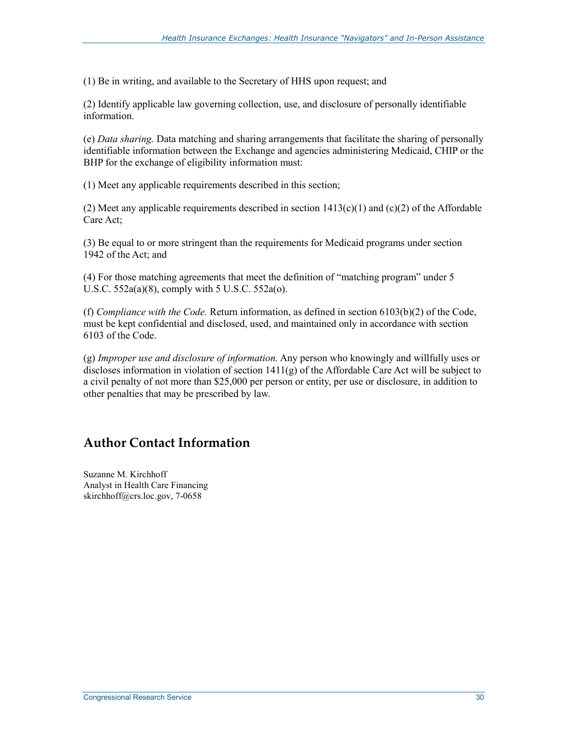(1) Be in writing, and available to the Secretary of HHS upon request; and

(2) Identify applicable law governing collection, use, and disclosure of personally identifiable information.

(e) *Data sharing.* Data matching and sharing arrangements that facilitate the sharing of personally identifiable information between the Exchange and agencies administering Medicaid, CHIP or the BHP for the exchange of eligibility information must:

(1) Meet any applicable requirements described in this section;

(2) Meet any applicable requirements described in section 1413(c)(1) and (c)(2) of the Affordable Care Act;

(3) Be equal to or more stringent than the requirements for Medicaid programs under section 1942 of the Act; and

(4) For those matching agreements that meet the definition of "matching program" under 5 U.S.C. 552a(a)(8), comply with 5 U.S.C. 552a(o).

(f) *Compliance with the Code.* Return information, as defined in section 6103(b)(2) of the Code, must be kept confidential and disclosed, used, and maintained only in accordance with section 6103 of the Code.

(g) *Improper use and disclosure of information.* Any person who knowingly and willfully uses or discloses information in violation of section 1411(g) of the Affordable Care Act will be subject to a civil penalty of not more than $25,000 per person or entity, per use or disclosure, in addition to other penalties that may be prescribed by law.

## Author Contact Information

Suzanne M. Kirchhoff
Analyst in Health Care Financing
skirchhoff@crs.loc.gov, 7-0658